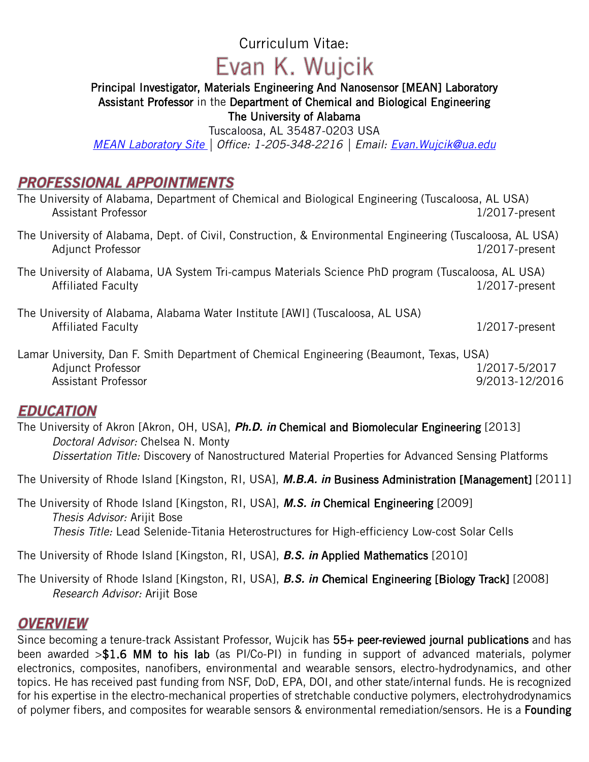Curriculum Vitae:

# Evan K. Wujcik

**Principal Investigator, Materials Engineering And Nanosensor [MEAN] Laboratory**
**Assistant Professor** in the **Department of Chemical and Biological Engineering**
**The University of Alabama**
Tuscaloosa, AL 35487-0203 USA
*MEAN Laboratory Site | Office: 1-205-348-2216 | Email: Evan.Wujcik@ua.edu*

## PROFESSIONAL APPOINTMENTS

The University of Alabama, Department of Chemical and Biological Engineering (Tuscaloosa, AL USA)
    Assistant Professor — 1/2017-present

The University of Alabama, Dept. of Civil, Construction, & Environmental Engineering (Tuscaloosa, AL USA)
    Adjunct Professor — 1/2017-present

The University of Alabama, UA System Tri-campus Materials Science PhD program (Tuscaloosa, AL USA)
    Affiliated Faculty — 1/2017-present

The University of Alabama, Alabama Water Institute [AWI] (Tuscaloosa, AL USA)
    Affiliated Faculty — 1/2017-present

Lamar University, Dan F. Smith Department of Chemical Engineering (Beaumont, Texas, USA)
    Adjunct Professor — 1/2017-5/2017
    Assistant Professor — 9/2013-12/2016

## EDUCATION

The University of Akron [Akron, OH, USA], ***Ph.D. in*** **Chemical and Biomolecular Engineering** [2013]
    *Doctoral Advisor:* Chelsea N. Monty
    *Dissertation Title:* Discovery of Nanostructured Material Properties for Advanced Sensing Platforms

The University of Rhode Island [Kingston, RI, USA], ***M.B.A. in*** **Business Administration [Management]** [2011]

The University of Rhode Island [Kingston, RI, USA], ***M.S. in*** **Chemical Engineering** [2009]
    *Thesis Advisor:* Arijit Bose
    *Thesis Title:* Lead Selenide-Titania Heterostructures for High-efficiency Low-cost Solar Cells

The University of Rhode Island [Kingston, RI, USA], ***B.S. in*** **Applied Mathematics** [2010]

The University of Rhode Island [Kingston, RI, USA], ***B.S. in*** **Chemical Engineering [Biology Track]** [2008]
    *Research Advisor:* Arijit Bose

## OVERVIEW

Since becoming a tenure-track Assistant Professor, Wujcik has **55+ peer-reviewed journal publications** and has been awarded **>$1.6 MM to his lab** (as PI/Co-PI) in funding in support of advanced materials, polymer electronics, composites, nanofibers, environmental and wearable sensors, electro-hydrodynamics, and other topics. He has received past funding from NSF, DoD, EPA, DOI, and other state/internal funds. He is recognized for his expertise in the electro-mechanical properties of stretchable conductive polymers, electrohydrodynamics of polymer fibers, and composites for wearable sensors & environmental remediation/sensors. He is a **Founding**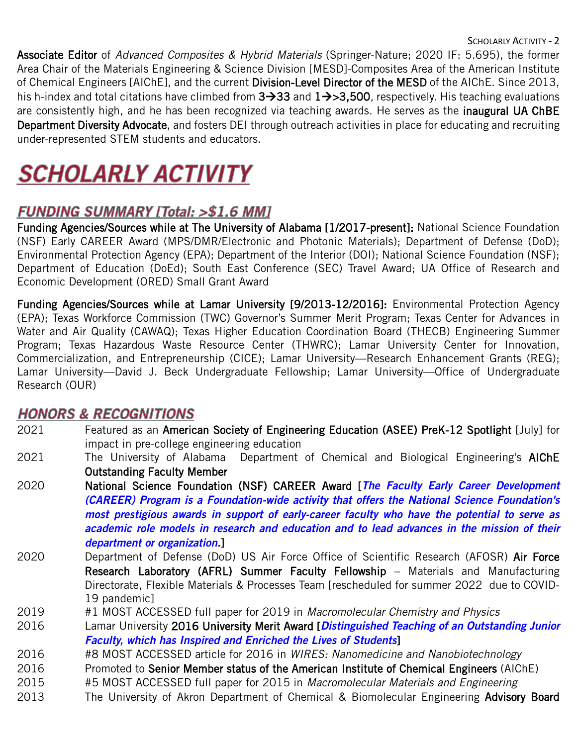**Associate Editor** of *Advanced Composites & Hybrid Materials* (Springer-Nature; 2020 IF: 5.695), the former Area Chair of the Materials Engineering & Science Division [MESD]-Composites Area of the American Institute of Chemical Engineers [AIChE], and the current **Division-Level Director of the MESD** of the AIChE. Since 2013, his h-index and total citations have climbed from **3→33** and **1→>3,500**, respectively. His teaching evaluations are consistently high, and he has been recognized via teaching awards. He serves as the **inaugural UA ChBE Department Diversity Advocate**, and fosters DEI through outreach activities in place for educating and recruiting under-represented STEM students and educators.

# SCHOLARLY ACTIVITY

## FUNDING SUMMARY [Total: >$1.6 MM]

**Funding Agencies/Sources while at The University of Alabama [1/2017-present]:** National Science Foundation (NSF) Early CAREER Award (MPS/DMR/Electronic and Photonic Materials); Department of Defense (DoD); Environmental Protection Agency (EPA); Department of the Interior (DOI); National Science Foundation (NSF); Department of Education (DoEd); South East Conference (SEC) Travel Award; UA Office of Research and Economic Development (ORED) Small Grant Award

**Funding Agencies/Sources while at Lamar University [9/2013-12/2016]:** Environmental Protection Agency (EPA); Texas Workforce Commission (TWC) Governor's Summer Merit Program; Texas Center for Advances in Water and Air Quality (CAWAQ); Texas Higher Education Coordination Board (THECB) Engineering Summer Program; Texas Hazardous Waste Resource Center (THWRC); Lamar University Center for Innovation, Commercialization, and Entrepreneurship (CICE); Lamar University—Research Enhancement Grants (REG); Lamar University—David J. Beck Undergraduate Fellowship; Lamar University—Office of Undergraduate Research (OUR)

## HONORS & RECOGNITIONS

2021 Featured as an **American Society of Engineering Education (ASEE) PreK-12 Spotlight** [July] for impact in pre-college engineering education

2021 The University of Alabama Department of Chemical and Biological Engineering's **AIChE Outstanding Faculty Member**

2020 **National Science Foundation (NSF) CAREER Award** [***The Faculty Early Career Development (CAREER) Program is a Foundation-wide activity that offers the National Science Foundation's most prestigious awards in support of early-career faculty who have the potential to serve as academic role models in research and education and to lead advances in the mission of their department or organization.***]

2020 Department of Defense (DoD) US Air Force Office of Scientific Research (AFOSR) **Air Force Research Laboratory (AFRL) Summer Faculty Fellowship** – Materials and Manufacturing Directorate, Flexible Materials & Processes Team [rescheduled for summer 2022 due to COVID-19 pandemic]

2019 #1 MOST ACCESSED full paper for 2019 in *Macromolecular Chemistry and Physics*

2016 Lamar University **2016 University Merit Award** [***Distinguished Teaching of an Outstanding Junior Faculty, which has Inspired and Enriched the Lives of Students***]

2016 #8 MOST ACCESSED article for 2016 in *WIRES: Nanomedicine and Nanobiotechnology*

2016 Promoted to **Senior Member status of the American Institute of Chemical Engineers** (AIChE)

2015 #5 MOST ACCESSED full paper for 2015 in *Macromolecular Materials and Engineering*

2013 The University of Akron Department of Chemical & Biomolecular Engineering **Advisory Board**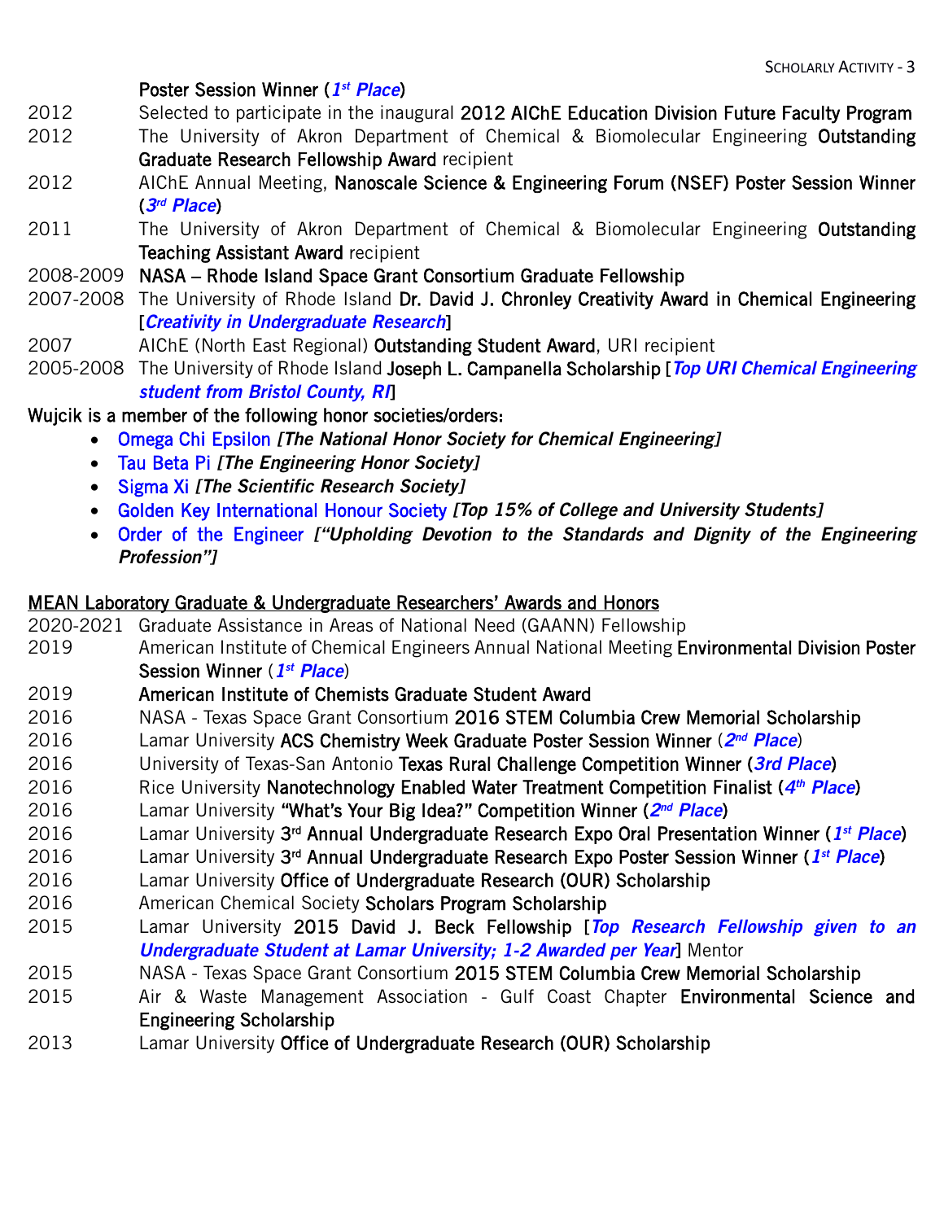**Poster Session Winner** (***1st Place***)

2012 Selected to participate in the inaugural **2012 AIChE Education Division Future Faculty Program**

2012 The University of Akron Department of Chemical & Biomolecular Engineering **Outstanding Graduate Research Fellowship Award** recipient

2012 AIChE Annual Meeting, **Nanoscale Science & Engineering Forum (NSEF) Poster Session Winner** (***3rd Place***)

2011 The University of Akron Department of Chemical & Biomolecular Engineering **Outstanding Teaching Assistant Award** recipient

2008-2009 **NASA – Rhode Island Space Grant Consortium Graduate Fellowship**

2007-2008 The University of Rhode Island **Dr. David J. Chronley Creativity Award in Chemical Engineering** [***Creativity in Undergraduate Research***]

2007 AIChE (North East Regional) **Outstanding Student Award**, URI recipient

2005-2008 The University of Rhode Island **Joseph L. Campanella Scholarship** [***Top URI Chemical Engineering student from Bristol County, RI***]

Wujcik is a member of the following honor societies/orders:

- Omega Chi Epsilon ***[The National Honor Society for Chemical Engineering]***
- Tau Beta Pi ***[The Engineering Honor Society]***
- Sigma Xi ***[The Scientific Research Society]***
- Golden Key International Honour Society ***[Top 15% of College and University Students]***
- Order of the Engineer ***["Upholding Devotion to the Standards and Dignity of the Engineering Profession"]***

<u>MEAN Laboratory Graduate & Undergraduate Researchers' Awards and Honors</u>

2020-2021 Graduate Assistance in Areas of National Need (GAANN) Fellowship

2019 American Institute of Chemical Engineers Annual National Meeting **Environmental Division Poster Session Winner** (***1st Place***)

2019 **American Institute of Chemists Graduate Student Award**

2016 NASA - Texas Space Grant Consortium **2016 STEM Columbia Crew Memorial Scholarship**

2016 Lamar University **ACS Chemistry Week Graduate Poster Session Winner** (***2nd Place***)

2016 University of Texas-San Antonio **Texas Rural Challenge Competition Winner** (***3rd Place***)

2016 Rice University **Nanotechnology Enabled Water Treatment Competition Finalist** (***4th Place***)

2016 Lamar University **"What's Your Big Idea?" Competition Winner** (***2nd Place***)

2016 Lamar University **3rd Annual Undergraduate Research Expo Oral Presentation Winner** (***1st Place***)

2016 Lamar University **3rd Annual Undergraduate Research Expo Poster Session Winner** (***1st Place***)

2016 Lamar University **Office of Undergraduate Research (OUR) Scholarship**

2016 American Chemical Society **Scholars Program Scholarship**

2015 Lamar University **2015 David J. Beck Fellowship** [***Top Research Fellowship given to an Undergraduate Student at Lamar University; 1-2 Awarded per Year***] Mentor

2015 NASA - Texas Space Grant Consortium **2015 STEM Columbia Crew Memorial Scholarship**

2015 Air & Waste Management Association - Gulf Coast Chapter **Environmental Science and Engineering Scholarship**

2013 Lamar University **Office of Undergraduate Research (OUR) Scholarship**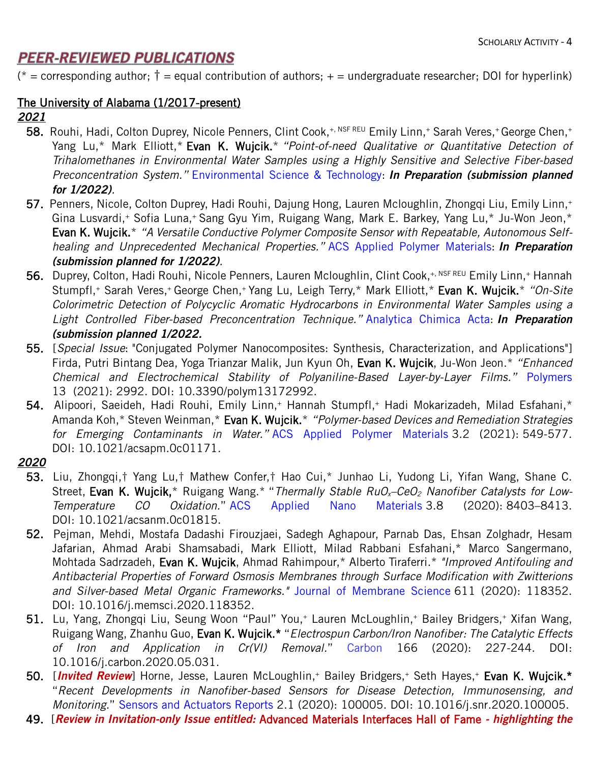## PEER-REVIEWED PUBLICATIONS

(* = corresponding author; † = equal contribution of authors; + = undergraduate researcher; DOI for hyperlink)

**The University of Alabama (1/2017-present)**

***2021***

58. Rouhi, Hadi, Colton Duprey, Nicole Penners, Clint Cook,+, NSF REU Emily Linn,+ Sarah Veres,+ George Chen,+ Yang Lu,* Mark Elliott,* **Evan K. Wujcik.*** *"Point-of-need Qualitative or Quantitative Detection of Trihalomethanes in Environmental Water Samples using a Highly Sensitive and Selective Fiber-based Preconcentration System."* Environmental Science & Technology: ***In Preparation (submission planned for 1/2022)***.
57. Penners, Nicole, Colton Duprey, Hadi Rouhi, Dajung Hong, Lauren Mcloughlin, Zhongqi Liu, Emily Linn,+ Gina Lusvardi,+ Sofia Luna,+ Sang Gyu Yim, Ruigang Wang, Mark E. Barkey, Yang Lu,* Ju-Won Jeon,* **Evan K. Wujcik.*** *"A Versatile Conductive Polymer Composite Sensor with Repeatable, Autonomous Self-healing and Unprecedented Mechanical Properties."* ACS Applied Polymer Materials: ***In Preparation (submission planned for 1/2022)***.
56. Duprey, Colton, Hadi Rouhi, Nicole Penners, Lauren Mcloughlin, Clint Cook,+, NSF REU Emily Linn,+ Hannah Stumpfl,+ Sarah Veres,+ George Chen,+ Yang Lu, Leigh Terry,* Mark Elliott,* **Evan K. Wujcik.*** *"On-Site Colorimetric Detection of Polycyclic Aromatic Hydrocarbons in Environmental Water Samples using a Light Controlled Fiber-based Preconcentration Technique."* Analytica Chimica Acta: ***In Preparation (submission planned 1/2022.***
55. [*Special Issue*: "Conjugated Polymer Nanocomposites: Synthesis, Characterization, and Applications"] Firda, Putri Bintang Dea, Yoga Trianzar Malik, Jun Kyun Oh, **Evan K. Wujcik**, Ju-Won Jeon.* *"Enhanced Chemical and Electrochemical Stability of Polyaniline-Based Layer-by-Layer Films."* Polymers 13 (2021): 2992. DOI: 10.3390/polym13172992.
54. Alipoori, Saeideh, Hadi Rouhi, Emily Linn,+ Hannah Stumpfl,+ Hadi Mokarizadeh, Milad Esfahani,* Amanda Koh,* Steven Weinman,* **Evan K. Wujcik.*** *"Polymer-based Devices and Remediation Strategies for Emerging Contaminants in Water."* ACS Applied Polymer Materials 3.2 (2021): 549-577. DOI: 10.1021/acsapm.0c01171.

***2020***

53. Liu, Zhongqi,† Yang Lu,† Mathew Confer,† Hao Cui,* Junhao Li, Yudong Li, Yifan Wang, Shane C. Street, **Evan K. Wujcik,*** Ruigang Wang.* "*Thermally Stable $RuO_x$–$CeO_2$ Nanofiber Catalysts for Low-Temperature CO Oxidation.*" ACS Applied Nano Materials 3.8 (2020): 8403–8413. DOI: 10.1021/acsanm.0c01815.
52. Pejman, Mehdi, Mostafa Dadashi Firouzjaei, Sadegh Aghapour, Parnab Das, Ehsan Zolghadr, Hesam Jafarian, Ahmad Arabi Shamsabadi, Mark Elliott, Milad Rabbani Esfahani,* Marco Sangermano, Mohtada Sadrzadeh, **Evan K. Wujcik**, Ahmad Rahimpour,* Alberto Tiraferri.* *"Improved Antifouling and Antibacterial Properties of Forward Osmosis Membranes through Surface Modification with Zwitterions and Silver-based Metal Organic Frameworks."* Journal of Membrane Science 611 (2020): 118352. DOI: 10.1016/j.memsci.2020.118352.
51. Lu, Yang, Zhongqi Liu, Seung Woon "Paul" You,+ Lauren McLoughlin,+ Bailey Bridgers,+ Xifan Wang, Ruigang Wang, Zhanhu Guo, **Evan K. Wujcik.*** "*Electrospun Carbon/Iron Nanofiber: The Catalytic Effects of Iron and Application in Cr(VI) Removal.*" Carbon 166 (2020): 227-244. DOI: 10.1016/j.carbon.2020.05.031.
50. [***Invited Review***] Horne, Jesse, Lauren McLoughlin,+ Bailey Bridgers,+ Seth Hayes,+ **Evan K. Wujcik.*** "*Recent Developments in Nanofiber-based Sensors for Disease Detection, Immunosensing, and Monitoring.*" Sensors and Actuators Reports 2.1 (2020): 100005. DOI: 10.1016/j.snr.2020.100005.
49. [***Review in Invitation-only Issue entitled:*** Advanced Materials Interfaces Hall of Fame - ***highlighting the***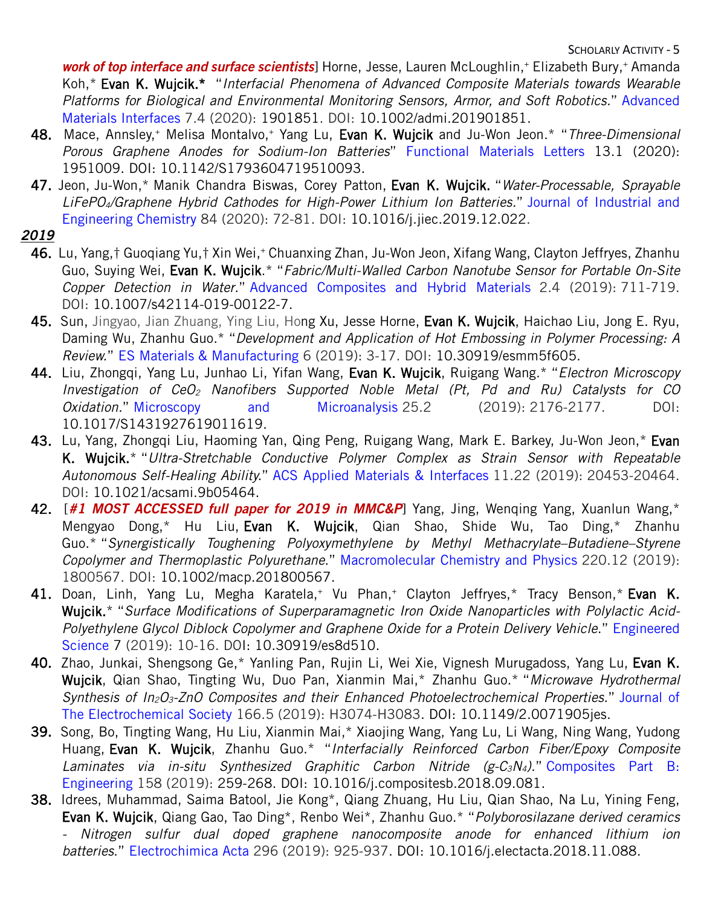***work of top interface and surface scientists***] Horne, Jesse, Lauren McLoughlin,[+] Elizabeth Bury,[+] Amanda Koh,* **Evan K. Wujcik.*** "*Interfacial Phenomena of Advanced Composite Materials towards Wearable Platforms for Biological and Environmental Monitoring Sensors, Armor, and Soft Robotics.*" Advanced Materials Interfaces 7.4 (2020): 1901851. DOI: 10.1002/admi.201901851.

**48.** Mace, Ansley,[+] Melisa Montalvo,[+] Yang Lu, **Evan K. Wujcik** and Ju-Won Jeon.* "*Three-Dimensional Porous Graphene Anodes for Sodium-Ion Batteries*" Functional Materials Letters 13.1 (2020): 1951009. DOI: 10.1142/S1793604719510093.

**47.** Jeon, Ju-Won,* Manik Chandra Biswas, Corey Patton, **Evan K. Wujcik.** "*Water-Processable, Sprayable $LiFePO_4$/Graphene Hybrid Cathodes for High-Power Lithium Ion Batteries.*" Journal of Industrial and Engineering Chemistry 84 (2020): 72-81. DOI: 10.1016/j.jiec.2019.12.022.

***2019***

**46.** Lu, Yang,† Guoqiang Yu,† Xin Wei,[+] Chuanxing Zhan, Ju-Won Jeon, Xifang Wang, Clayton Jeffryes, Zhanhu Guo, Suying Wei, **Evan K. Wujcik**.* "*Fabric/Multi-Walled Carbon Nanotube Sensor for Portable On-Site Copper Detection in Water.*" Advanced Composites and Hybrid Materials 2.4 (2019): 711-719. DOI: 10.1007/s42114-019-00122-7.

**45.** Sun, Jingyao, Jian Zhuang, Ying Liu, Hong Xu, Jesse Horne, **Evan K. Wujcik**, Haichao Liu, Jong E. Ryu, Daming Wu, Zhanhu Guo.* "*Development and Application of Hot Embossing in Polymer Processing: A Review.*" ES Materials & Manufacturing 6 (2019): 3-17. DOI: 10.30919/esmm5f605.

**44.** Liu, Zhongqi, Yang Lu, Junhao Li, Yifan Wang, **Evan K. Wujcik**, Ruigang Wang.* "*Electron Microscopy Investigation of $CeO_2$ Nanofibers Supported Noble Metal (Pt, Pd and Ru) Catalysts for CO Oxidation.*" Microscopy and Microanalysis 25.2 (2019): 2176-2177. DOI: 10.1017/S1431927619011619.

**43.** Lu, Yang, Zhongqi Liu, Haoming Yan, Qing Peng, Ruigang Wang, Mark E. Barkey, Ju-Won Jeon,* **Evan K. Wujcik.*** "*Ultra-Stretchable Conductive Polymer Complex as Strain Sensor with Repeatable Autonomous Self-Healing Ability.*" ACS Applied Materials & Interfaces 11.22 (2019): 20453-20464. DOI: 10.1021/acsami.9b05464.

**42.** [***#1 MOST ACCESSED full paper for 2019 in MMC&P***] Yang, Jing, Wenqing Yang, Xuanlun Wang,* Mengyao Dong,* Hu Liu, **Evan K. Wujcik**, Qian Shao, Shide Wu, Tao Ding,* Zhanhu Guo.* "*Synergistically Toughening Polyoxymethylene by Methyl Methacrylate–Butadiene–Styrene Copolymer and Thermoplastic Polyurethane.*" Macromolecular Chemistry and Physics 220.12 (2019): 1800567. DOI: 10.1002/macp.201800567.

**41.** Doan, Linh, Yang Lu, Megha Karatela,[+] Vu Phan,[+] Clayton Jeffryes,* Tracy Benson,* **Evan K. Wujcik.*** "*Surface Modifications of Superparamagnetic Iron Oxide Nanoparticles with Polylactic Acid-Polyethylene Glycol Diblock Copolymer and Graphene Oxide for a Protein Delivery Vehicle.*" Engineered Science 7 (2019): 10-16. DOI: 10.30919/es8d510.

**40.** Zhao, Junkai, Shengsong Ge,* Yanling Pan, Rujin Li, Wei Xie, Vignesh Murugadoss, Yang Lu, **Evan K. Wujcik**, Qian Shao, Tingting Wu, Duo Pan, Xianmin Mai,* Zhanhu Guo.* "*Microwave Hydrothermal Synthesis of $In_2O_3$-ZnO Composites and their Enhanced Photoelectrochemical Properties.*" Journal of The Electrochemical Society 166.5 (2019): H3074-H3083. DOI: 10.1149/2.0071905jes.

**39.** Song, Bo, Tingting Wang, Hu Liu, Xianmin Mai,* Xiaojing Wang, Yang Lu, Li Wang, Ning Wang, Yudong Huang, **Evan K. Wujcik**, Zhanhu Guo.* "*Interfacially Reinforced Carbon Fiber/Epoxy Composite Laminates via in-situ Synthesized Graphitic Carbon Nitride (g-$C_3N_4$).*" Composites Part B: Engineering 158 (2019): 259-268. DOI: 10.1016/j.compositesb.2018.09.081.

**38.** Idrees, Muhammad, Saima Batool, Jie Kong*, Qiang Zhuang, Hu Liu, Qian Shao, Na Lu, Yining Feng, **Evan K. Wujcik**, Qiang Gao, Tao Ding*, Renbo Wei*, Zhanhu Guo.* "*Polyborosilazane derived ceramics - Nitrogen sulfur dual doped graphene nanocomposite anode for enhanced lithium ion batteries.*" Electrochimica Acta 296 (2019): 925-937. DOI: 10.1016/j.electacta.2018.11.088.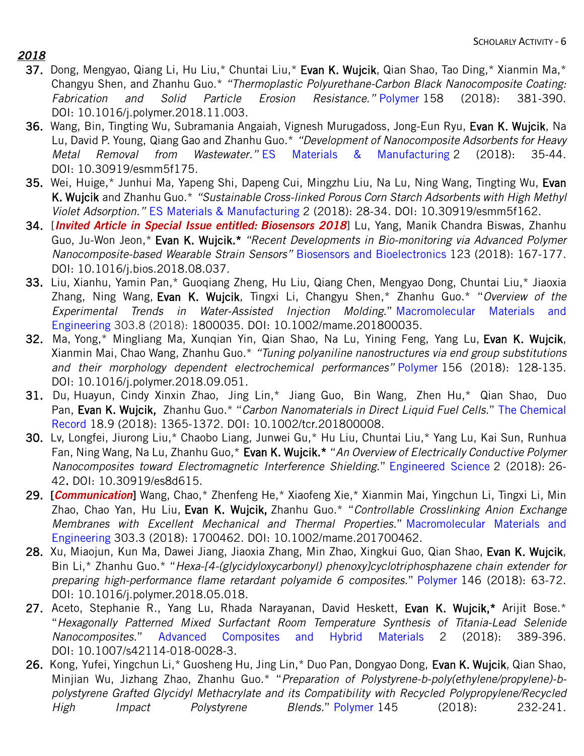## *2018*

37. Dong, Mengyao, Qiang Li, Hu Liu,* Chuntai Liu,* **Evan K. Wujcik**, Qian Shao, Tao Ding,* Xianmin Ma,* Changyu Shen, and Zhanhu Guo.* *"Thermoplastic Polyurethane-Carbon Black Nanocomposite Coating: Fabrication and Solid Particle Erosion Resistance."* Polymer 158 (2018): 381-390. DOI: 10.1016/j.polymer.2018.11.003.
36. Wang, Bin, Tingting Wu, Subramania Angaiah, Vignesh Murugadoss, Jong-Eun Ryu, **Evan K. Wujcik**, Na Lu, David P. Young, Qiang Gao and Zhanhu Guo.* *"Development of Nanocomposite Adsorbents for Heavy Metal Removal from Wastewater."* ES Materials & Manufacturing 2 (2018): 35-44. DOI: 10.30919/esmm5f175.
35. Wei, Huige,* Junhui Ma, Yapeng Shi, Dapeng Cui, Mingzhu Liu, Na Lu, Ning Wang, Tingting Wu, **Evan K. Wujcik** and Zhanhu Guo.* *"Sustainable Cross-linked Porous Corn Starch Adsorbents with High Methyl Violet Adsorption."* ES Materials & Manufacturing 2 (2018): 28-34. DOI: 10.30919/esmm5f162.
34. [***Invited Article in Special Issue entitled: Biosensors 2018***] Lu, Yang, Manik Chandra Biswas, Zhanhu Guo, Ju-Won Jeon,* **Evan K. Wujcik.*** *"Recent Developments in Bio-monitoring via Advanced Polymer Nanocomposite-based Wearable Strain Sensors"* Biosensors and Bioelectronics 123 (2018): 167-177. DOI: 10.1016/j.bios.2018.08.037.
33. Liu, Xianhu, Yamin Pan,* Guoqiang Zheng, Hu Liu, Qiang Chen, Mengyao Dong, Chuntai Liu,* Jiaoxia Zhang, Ning Wang, **Evan K. Wujcik**, Tingxi Li, Changyu Shen,* Zhanhu Guo.* "*Overview of the Experimental Trends in Water-Assisted Injection Molding.*" Macromolecular Materials and Engineering 303.8 (2018): 1800035. DOI: 10.1002/mame.201800035.
32. Ma, Yong,* Mingliang Ma, Xunqian Yin, Qian Shao, Na Lu, Yining Feng, Yang Lu, **Evan K. Wujcik**, Xianmin Mai, Chao Wang, Zhanhu Guo.* *"Tuning polyaniline nanostructures via end group substitutions and their morphology dependent electrochemical performances"* Polymer 156 (2018): 128-135. DOI: 10.1016/j.polymer.2018.09.051.
31. Du, Huayun, Cindy Xinxin Zhao, Jing Lin,* Jiang Guo, Bin Wang, Zhen Hu,* Qian Shao, Duo Pan, **Evan K. Wujcik,** Zhanhu Guo.* "*Carbon Nanomaterials in Direct Liquid Fuel Cells.*" The Chemical Record 18.9 (2018): 1365-1372. DOI: 10.1002/tcr.201800008.
30. Lv, Longfei, Jiurong Liu,* Chaobo Liang, Junwei Gu,* Hu Liu, Chuntai Liu,* Yang Lu, Kai Sun, Runhua Fan, Ning Wang, Na Lu, Zhanhu Guo,* **Evan K. Wujcik.*** "*An Overview of Electrically Conductive Polymer Nanocomposites toward Electromagnetic Interference Shielding.*" Engineered Science 2 (2018): 26-42. DOI: 10.30919/es8d615.
29. [***Communication***] Wang, Chao,* Zhenfeng He,* Xiaofeng Xie,* Xianmin Mai, Yingchun Li, Tingxi Li, Min Zhao, Chao Yan, Hu Liu, **Evan K. Wujcik,** Zhanhu Guo.* "*Controllable Crosslinking Anion Exchange Membranes with Excellent Mechanical and Thermal Properties.*" Macromolecular Materials and Engineering 303.3 (2018): 1700462. DOI: 10.1002/mame.201700462.
28. Xu, Miaojun, Kun Ma, Dawei Jiang, Jiaoxia Zhang, Min Zhao, Xingkui Guo, Qian Shao, **Evan K. Wujcik**, Bin Li,* Zhanhu Guo.* "*Hexa-[4-(glycidyloxycarbonyl) phenoxy]cyclotriphosphazene chain extender for preparing high-performance flame retardant polyamide 6 composites.*" Polymer 146 (2018): 63-72. DOI: 10.1016/j.polymer.2018.05.018.
27. Aceto, Stephanie R., Yang Lu, Rhada Narayanan, David Heskett, **Evan K. Wujcik,*** Arijit Bose.* "*Hexagonally Patterned Mixed Surfactant Room Temperature Synthesis of Titania-Lead Selenide Nanocomposites.*" Advanced Composites and Hybrid Materials 2 (2018): 389-396. DOI: 10.1007/s42114-018-0028-3.
26. Kong, Yufei, Yingchun Li,* Guosheng Hu, Jing Lin,* Duo Pan, Dongyao Dong, **Evan K. Wujcik**, Qian Shao, Minjian Wu, Jizhang Zhao, Zhanhu Guo.* "*Preparation of Polystyrene-b-poly(ethylene/propylene)-b-polystyrene Grafted Glycidyl Methacrylate and its Compatibility with Recycled Polypropylene/Recycled High Impact Polystyrene Blends.*" Polymer 145 (2018): 232-241.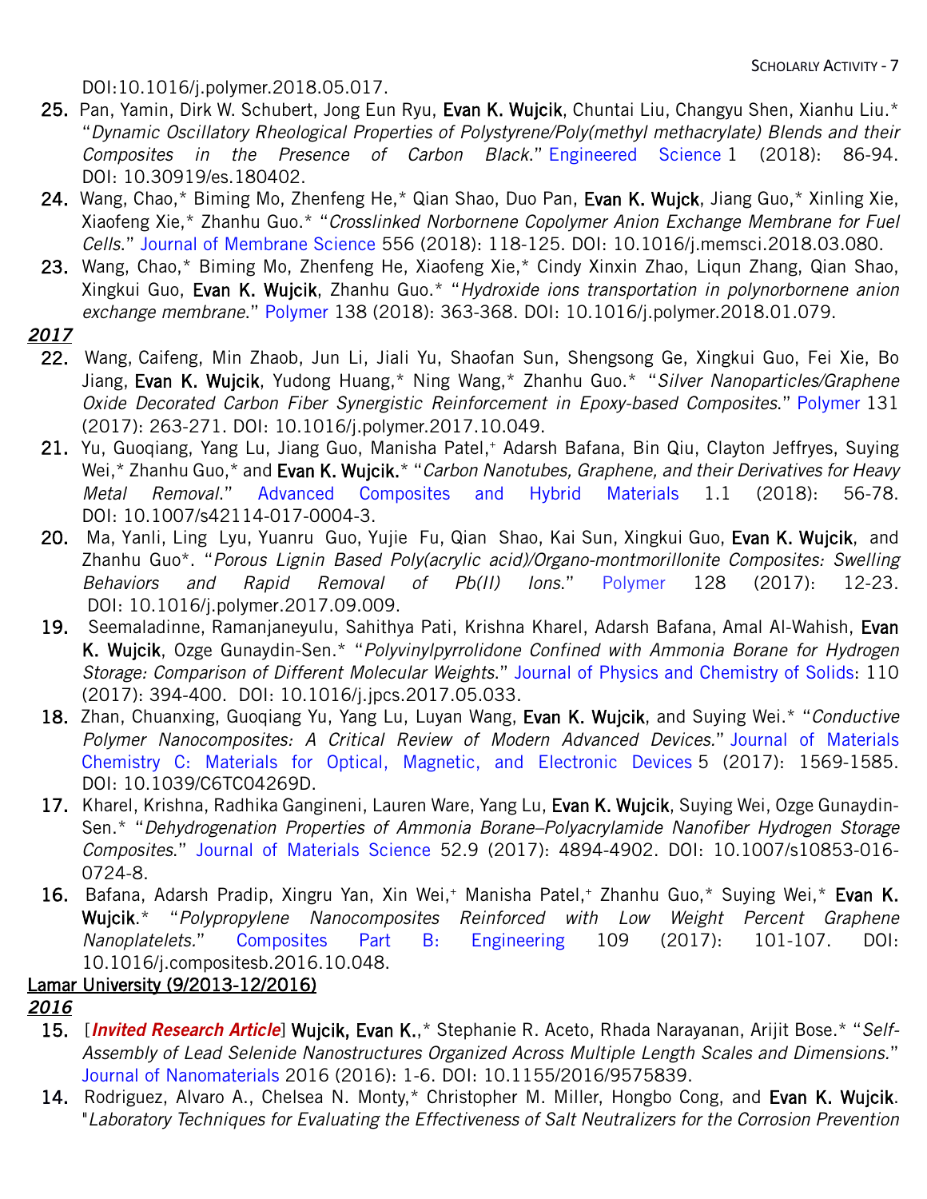DOI:10.1016/j.polymer.2018.05.017.

25. Pan, Yamin, Dirk W. Schubert, Jong Eun Ryu, **Evan K. Wujcik**, Chuntai Liu, Changyu Shen, Xianhu Liu.* "*Dynamic Oscillatory Rheological Properties of Polystyrene/Poly(methyl methacrylate) Blends and their Composites in the Presence of Carbon Black*." Engineered Science 1 (2018): 86-94. DOI: 10.30919/es.180402.
24. Wang, Chao,* Biming Mo, Zhenfeng He,* Qian Shao, Duo Pan, **Evan K. Wujck**, Jiang Guo,* Xinling Xie, Xiaofeng Xie,* Zhanhu Guo.* "*Crosslinked Norbornene Copolymer Anion Exchange Membrane for Fuel Cells*." Journal of Membrane Science 556 (2018): 118-125. DOI: 10.1016/j.memsci.2018.03.080.
23. Wang, Chao,* Biming Mo, Zhenfeng He, Xiaofeng Xie,* Cindy Xinxin Zhao, Liqun Zhang, Qian Shao, Xingkui Guo, **Evan K. Wujcik**, Zhanhu Guo.* "*Hydroxide ions transportation in polynorbornene anion exchange membrane*." Polymer 138 (2018): 363-368. DOI: 10.1016/j.polymer.2018.01.079.

***2017***

22. Wang, Caifeng, Min Zhaob, Jun Li, Jiali Yu, Shaofan Sun, Shengsong Ge, Xingkui Guo, Fei Xie, Bo Jiang, **Evan K. Wujcik**, Yudong Huang,* Ning Wang,* Zhanhu Guo.* "*Silver Nanoparticles/Graphene Oxide Decorated Carbon Fiber Synergistic Reinforcement in Epoxy-based Composites*." Polymer 131 (2017): 263-271. DOI: 10.1016/j.polymer.2017.10.049.
21. Yu, Guoqiang, Yang Lu, Jiang Guo, Manisha Patel,+ Adarsh Bafana, Bin Qiu, Clayton Jeffryes, Suying Wei,* Zhanhu Guo,* and **Evan K. Wujcik.*** "*Carbon Nanotubes, Graphene, and their Derivatives for Heavy Metal Removal*." Advanced Composites and Hybrid Materials 1.1 (2018): 56-78. DOI: 10.1007/s42114-017-0004-3.
20. Ma, Yanli, Ling Lyu, Yuanru Guo, Yujie Fu, Qian Shao, Kai Sun, Xingkui Guo, **Evan K. Wujcik**, and Zhanhu Guo*. "*Porous Lignin Based Poly(acrylic acid)/Organo-montmorillonite Composites: Swelling Behaviors and Rapid Removal of Pb(II) Ions*." Polymer 128 (2017): 12-23. DOI: 10.1016/j.polymer.2017.09.009.
19. Seemaladinne, Ramanjaneyulu, Sahithya Pati, Krishna Kharel, Adarsh Bafana, Amal Al-Wahish, **Evan K. Wujcik**, Ozge Gunaydin-Sen.* "*Polyvinylpyrrolidone Confined with Ammonia Borane for Hydrogen Storage: Comparison of Different Molecular Weights*." Journal of Physics and Chemistry of Solids: 110 (2017): 394-400. DOI: 10.1016/j.jpcs.2017.05.033.
18. Zhan, Chuanxing, Guoqiang Yu, Yang Lu, Luyan Wang, **Evan K. Wujcik**, and Suying Wei.* "*Conductive Polymer Nanocomposites: A Critical Review of Modern Advanced Devices.*" Journal of Materials Chemistry C: Materials for Optical, Magnetic, and Electronic Devices 5 (2017): 1569-1585. DOI: 10.1039/C6TC04269D.
17. Kharel, Krishna, Radhika Gangineni, Lauren Ware, Yang Lu, **Evan K. Wujcik**, Suying Wei, Ozge Gunaydin-Sen.* "*Dehydrogenation Properties of Ammonia Borane–Polyacrylamide Nanofiber Hydrogen Storage Composites*." Journal of Materials Science 52.9 (2017): 4894-4902. DOI: 10.1007/s10853-016-0724-8.
16. Bafana, Adarsh Pradip, Xingru Yan, Xin Wei,+ Manisha Patel,+ Zhanhu Guo,* Suying Wei,* **Evan K. Wujcik**.* "*Polypropylene Nanocomposites Reinforced with Low Weight Percent Graphene Nanoplatelets.*" Composites Part B: Engineering 109 (2017): 101-107. DOI: 10.1016/j.compositesb.2016.10.048.

Lamar University (9/2013-12/2016)

***2016***

15. [***Invited Research Article***] **Wujcik, Evan K.**,* Stephanie R. Aceto, Rhada Narayanan, Arijit Bose.* "*Self-Assembly of Lead Selenide Nanostructures Organized Across Multiple Length Scales and Dimensions.*" Journal of Nanomaterials 2016 (2016): 1-6. DOI: 10.1155/2016/9575839.
14. Rodriguez, Alvaro A., Chelsea N. Monty,* Christopher M. Miller, Hongbo Cong, and **Evan K. Wujcik**. "*Laboratory Techniques for Evaluating the Effectiveness of Salt Neutralizers for the Corrosion Prevention*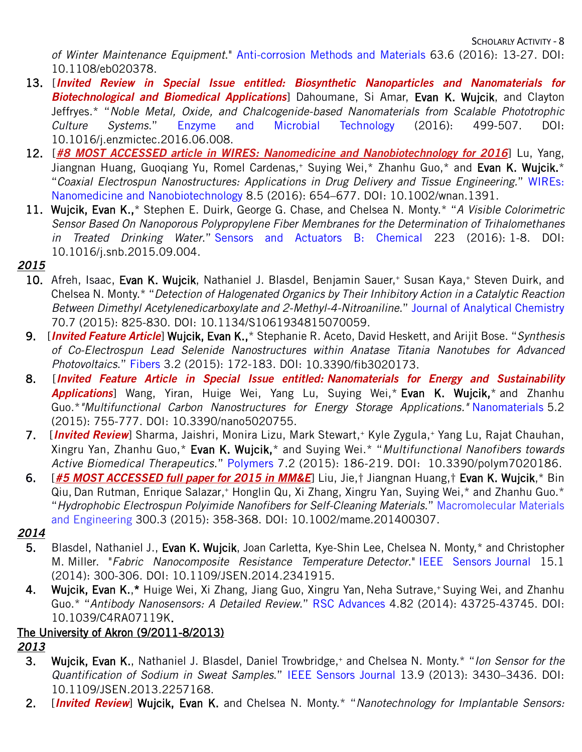*of Winter Maintenance Equipment*." Anti-corrosion Methods and Materials 63.6 (2016): 13-27. DOI: 10.1108/eb020378.

13. [***Invited Review in Special Issue entitled: Biosynthetic Nanoparticles and Nanomaterials for Biotechnological and Biomedical Applications***] Dahoumane, Si Amar, **Evan K. Wujcik**, and Clayton Jeffryes.* "*Noble Metal, Oxide, and Chalcogenide-based Nanomaterials from Scalable Phototrophic Culture Systems*." Enzyme and Microbial Technology (2016): 499-507. DOI: 10.1016/j.enzmictec.2016.06.008.
12. [***#8 MOST ACCESSED article in WIRES: Nanomedicine and Nanobiotechnology for 2016***] Lu, Yang, Jiangnan Huang, Guoqiang Yu, Romel Cardenas,+ Suying Wei,* Zhanhu Guo,* and **Evan K. Wujcik.*** "*Coaxial Electrospun Nanostructures: Applications in Drug Delivery and Tissue Engineering.*" WIREs: Nanomedicine and Nanobiotechnology 8.5 (2016): 654–677. DOI: 10.1002/wnan.1391.
11. **Wujcik, Evan K.,*** Stephen E. Duirk, George G. Chase, and Chelsea N. Monty.* "*A Visible Colorimetric Sensor Based On Nanoporous Polypropylene Fiber Membranes for the Determination of Trihalomethanes in Treated Drinking Water.*" Sensors and Actuators B: Chemical 223 (2016): 1-8. DOI: 10.1016/j.snb.2015.09.004.

***2015***

10. Afreh, Isaac, **Evan K. Wujcik**, Nathaniel J. Blasdel, Benjamin Sauer,+ Susan Kaya,+ Steven Duirk, and Chelsea N. Monty.* "*Detection of Halogenated Organics by Their Inhibitory Action in a Catalytic Reaction Between Dimethyl Acetylenedicarboxylate and 2-Methyl-4-Nitroaniline*." Journal of Analytical Chemistry 70.7 (2015): 825-830. DOI: 10.1134/S1061934815070059.
9. [***Invited Feature Article***] **Wujcik, Evan K.,*** Stephanie R. Aceto, David Heskett, and Arijit Bose. "*Synthesis of Co-Electrospun Lead Selenide Nanostructures within Anatase Titania Nanotubes for Advanced Photovoltaics*." Fibers 3.2 (2015): 172-183. DOI: 10.3390/fib3020173.
8. [***Invited Feature Article in Special Issue entitled: Nanomaterials for Energy and Sustainability Applications***] Wang, Yiran, Huige Wei, Yang Lu, Suying Wei,* **Evan K. Wujcik,*** and Zhanhu Guo.* "*Multifunctional Carbon Nanostructures for Energy Storage Applications.*" Nanomaterials 5.2 (2015): 755-777. DOI: 10.3390/nano5020755.
7. [***Invited Review***] Sharma, Jaishri, Monira Lizu, Mark Stewart,+ Kyle Zygula,+ Yang Lu, Rajat Chauhan, Xingru Yan, Zhanhu Guo,* **Evan K. Wujcik,*** and Suying Wei.* "*Multifunctional Nanofibers towards Active Biomedical Therapeutics.*" Polymers 7.2 (2015): 186-219. DOI: 10.3390/polym7020186.
6. [***#5 MOST ACCESSED full paper for 2015 in MM&E***] Liu, Jie,† Jiangnan Huang,† **Evan K. Wujcik**,* Bin Qiu, Dan Rutman, Enrique Salazar,+ Honglin Qu, Xi Zhang, Xingru Yan, Suying Wei,* and Zhanhu Guo.* "*Hydrophobic Electrospun Polyimide Nanofibers for Self-Cleaning Materials.*" Macromolecular Materials and Engineering 300.3 (2015): 358-368. DOI: 10.1002/mame.201400307.

***2014***

5. Blasdel, Nathaniel J., **Evan K. Wujcik**, Joan Carletta, Kye-Shin Lee, Chelsea N. Monty,* and Christopher M. Miller. "*Fabric Nanocomposite Resistance Temperature Detector*." IEEE Sensors Journal 15.1 (2014): 300-306. DOI: 10.1109/JSEN.2014.2341915.
4. **Wujcik, Evan K.,*** Huige Wei, Xi Zhang, Jiang Guo, Xingru Yan, Neha Sutrave,+ Suying Wei, and Zhanhu Guo.* "*Antibody Nanosensors: A Detailed Review.*" RSC Advances 4.82 (2014): 43725-43745. DOI: 10.1039/C4RA07119K.

The University of Akron (9/2011-8/2013)

***2013***

3. **Wujcik, Evan K.**, Nathaniel J. Blasdel, Daniel Trowbridge,+ and Chelsea N. Monty.* "*Ion Sensor for the Quantification of Sodium in Sweat Samples.*" IEEE Sensors Journal 13.9 (2013): 3430–3436. DOI: 10.1109/JSEN.2013.2257168.
2. [***Invited Review***] **Wujcik, Evan K.** and Chelsea N. Monty.* "*Nanotechnology for Implantable Sensors:*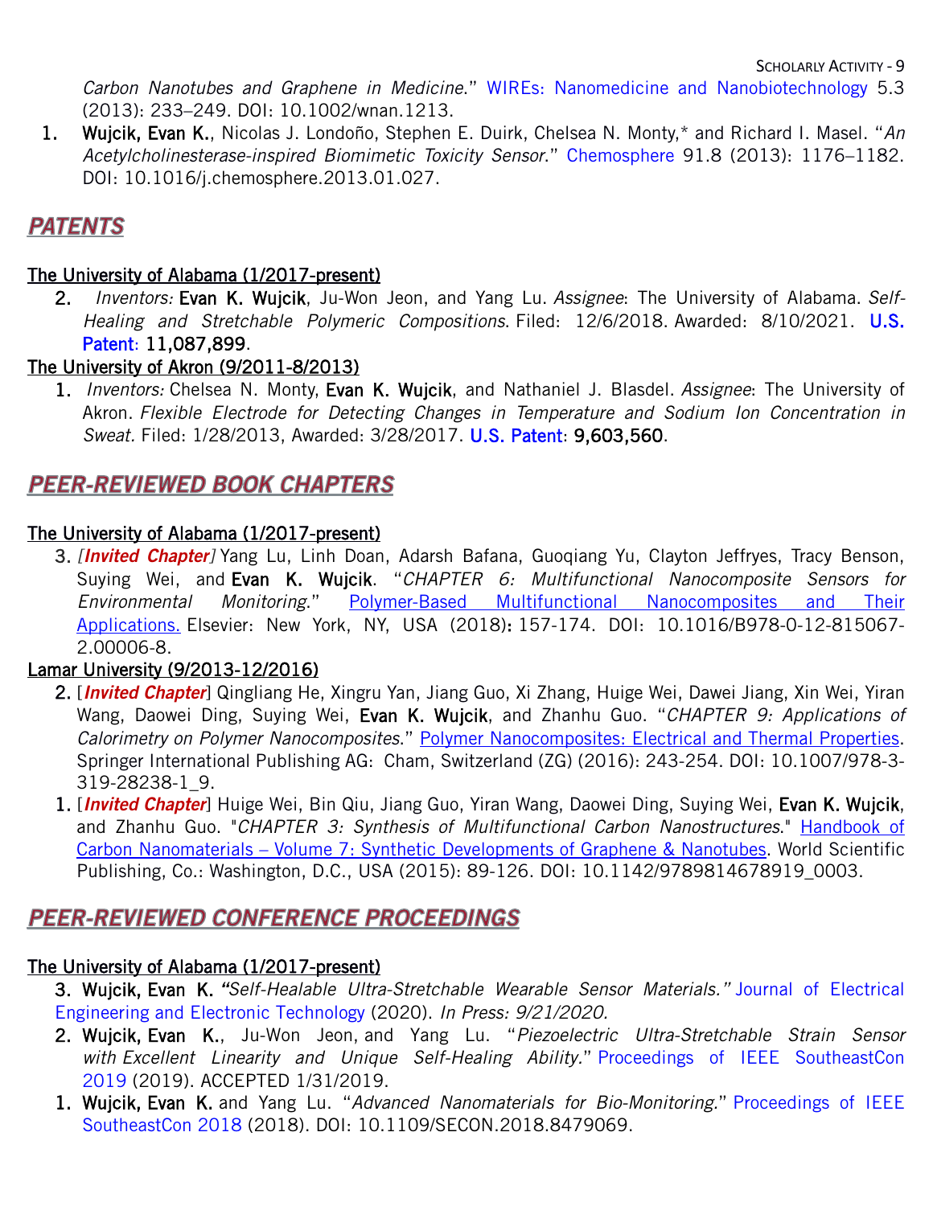*Carbon Nanotubes and Graphene in Medicine*." WIREs: Nanomedicine and Nanobiotechnology 5.3 (2013): 233–249. DOI: 10.1002/wnan.1213.

1. **Wujcik, Evan K.**, Nicolas J. Londoño, Stephen E. Duirk, Chelsea N. Monty,* and Richard I. Masel. "*An Acetylcholinesterase-inspired Biomimetic Toxicity Sensor*." Chemosphere 91.8 (2013): 1176–1182. DOI: 10.1016/j.chemosphere.2013.01.027.

## PATENTS

**The University of Alabama (1/2017-present)**

2. *Inventors:* **Evan K. Wujcik**, Ju-Won Jeon, and Yang Lu. *Assignee*: The University of Alabama. *Self-Healing and Stretchable Polymeric Compositions*. Filed: 12/6/2018. Awarded: 8/10/2021. U.S. Patent: **11,087,899**.

**The University of Akron (9/2011-8/2013)**

1. *Inventors:* Chelsea N. Monty, **Evan K. Wujcik**, and Nathaniel J. Blasdel. *Assignee*: The University of Akron. *Flexible Electrode for Detecting Changes in Temperature and Sodium Ion Concentration in Sweat.* Filed: 1/28/2013, Awarded: 3/28/2017. U.S. Patent: **9,603,560**.

## PEER-REVIEWED BOOK CHAPTERS

**The University of Alabama (1/2017-present)**

3. *[**Invited Chapter**]* Yang Lu, Linh Doan, Adarsh Bafana, Guoqiang Yu, Clayton Jeffryes, Tracy Benson, Suying Wei, and **Evan K. Wujcik**. "*CHAPTER 6: Multifunctional Nanocomposite Sensors for Environmental Monitoring*." Polymer-Based Multifunctional Nanocomposites and Their Applications. Elsevier: New York, NY, USA (2018): 157-174. DOI: 10.1016/B978-0-12-815067-2.00006-8.

**Lamar University (9/2013-12/2016)**

2. [***Invited Chapter***] Qingliang He, Xingru Yan, Jiang Guo, Xi Zhang, Huige Wei, Dawei Jiang, Xin Wei, Yiran Wang, Daowei Ding, Suying Wei, **Evan K. Wujcik**, and Zhanhu Guo. "*CHAPTER 9: Applications of Calorimetry on Polymer Nanocomposites*." Polymer Nanocomposites: Electrical and Thermal Properties. Springer International Publishing AG: Cham, Switzerland (ZG) (2016): 243-254. DOI: 10.1007/978-3-319-28238-1_9.
1. [***Invited Chapter***] Huige Wei, Bin Qiu, Jiang Guo, Yiran Wang, Daowei Ding, Suying Wei, **Evan K. Wujcik**, and Zhanhu Guo. "*CHAPTER 3: Synthesis of Multifunctional Carbon Nanostructures*." Handbook of Carbon Nanomaterials – Volume 7: Synthetic Developments of Graphene & Nanotubes. World Scientific Publishing, Co.: Washington, D.C., USA (2015): 89-126. DOI: 10.1142/9789814678919_0003.

## PEER-REVIEWED CONFERENCE PROCEEDINGS

**The University of Alabama (1/2017-present)**

3. **Wujcik, Evan K.** "*Self-Healable Ultra-Stretchable Wearable Sensor Materials.*" Journal of Electrical Engineering and Electronic Technology (2020). *In Press: 9/21/2020*.
2. **Wujcik, Evan K.**, Ju-Won Jeon, and Yang Lu. "*Piezoelectric Ultra-Stretchable Strain Sensor with Excellent Linearity and Unique Self-Healing Ability.*" Proceedings of IEEE SoutheastCon 2019 (2019). ACCEPTED 1/31/2019.
1. **Wujcik, Evan K.** and Yang Lu. "*Advanced Nanomaterials for Bio-Monitoring.*" Proceedings of IEEE SoutheastCon 2018 (2018). DOI: 10.1109/SECON.2018.8479069.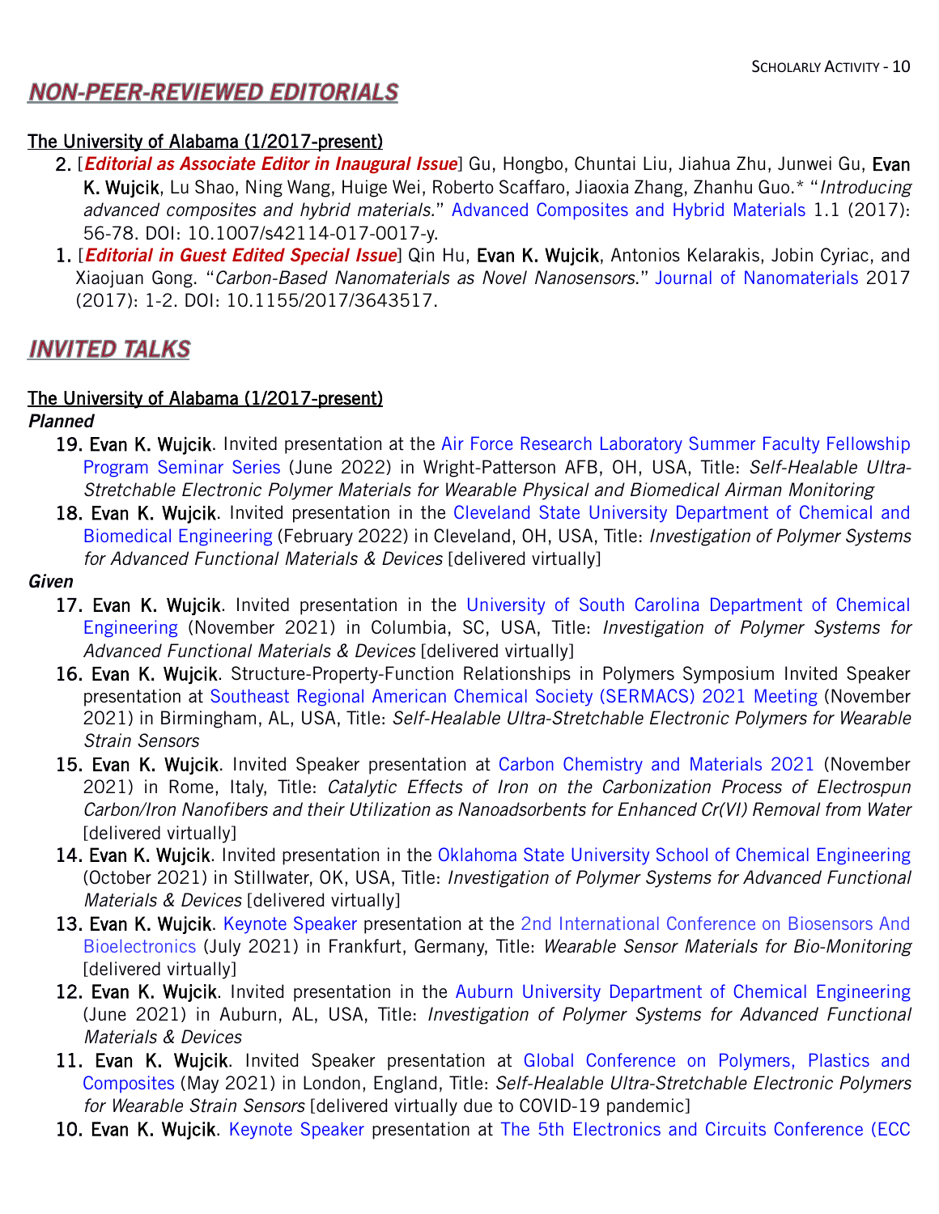## NON-PEER-REVIEWED EDITORIALS

**The University of Alabama (1/2017-present)**

2. [***Editorial as Associate Editor in Inaugural Issue***] Gu, Hongbo, Chuntai Liu, Jiahua Zhu, Junwei Gu, **Evan K. Wujcik**, Lu Shao, Ning Wang, Huige Wei, Roberto Scaffaro, Jiaoxia Zhang, Zhanhu Guo.* "*Introducing advanced composites and hybrid materials.*" Advanced Composites and Hybrid Materials 1.1 (2017): 56-78. DOI: 10.1007/s42114-017-0017-y.
1. [***Editorial in Guest Edited Special Issue***] Qin Hu, **Evan K. Wujcik**, Antonios Kelarakis, Jobin Cyriac, and Xiaojuan Gong. "*Carbon-Based Nanomaterials as Novel Nanosensors.*" Journal of Nanomaterials 2017 (2017): 1-2. DOI: 10.1155/2017/3643517.

## INVITED TALKS

**The University of Alabama (1/2017-present)**

***Planned***

19. **Evan K. Wujcik**. Invited presentation at the Air Force Research Laboratory Summer Faculty Fellowship Program Seminar Series (June 2022) in Wright-Patterson AFB, OH, USA, Title: *Self-Healable Ultra-Stretchable Electronic Polymer Materials for Wearable Physical and Biomedical Airman Monitoring*
18. **Evan K. Wujcik**. Invited presentation in the Cleveland State University Department of Chemical and Biomedical Engineering (February 2022) in Cleveland, OH, USA, Title: *Investigation of Polymer Systems for Advanced Functional Materials & Devices* [delivered virtually]

***Given***

17. **Evan K. Wujcik**. Invited presentation in the University of South Carolina Department of Chemical Engineering (November 2021) in Columbia, SC, USA, Title: *Investigation of Polymer Systems for Advanced Functional Materials & Devices* [delivered virtually]
16. **Evan K. Wujcik**. Structure-Property-Function Relationships in Polymers Symposium Invited Speaker presentation at Southeast Regional American Chemical Society (SERMACS) 2021 Meeting (November 2021) in Birmingham, AL, USA, Title: *Self-Healable Ultra-Stretchable Electronic Polymers for Wearable Strain Sensors*
15. **Evan K. Wujcik**. Invited Speaker presentation at Carbon Chemistry and Materials 2021 (November 2021) in Rome, Italy, Title: *Catalytic Effects of Iron on the Carbonization Process of Electrospun Carbon/Iron Nanofibers and their Utilization as Nanoadsorbents for Enhanced Cr(VI) Removal from Water* [delivered virtually]
14. **Evan K. Wujcik**. Invited presentation in the Oklahoma State University School of Chemical Engineering (October 2021) in Stillwater, OK, USA, Title: *Investigation of Polymer Systems for Advanced Functional Materials & Devices* [delivered virtually]
13. **Evan K. Wujcik**. Keynote Speaker presentation at the 2nd International Conference on Biosensors And Bioelectronics (July 2021) in Frankfurt, Germany, Title: *Wearable Sensor Materials for Bio-Monitoring* [delivered virtually]
12. **Evan K. Wujcik**. Invited presentation in the Auburn University Department of Chemical Engineering (June 2021) in Auburn, AL, USA, Title: *Investigation of Polymer Systems for Advanced Functional Materials & Devices*
11. **Evan K. Wujcik**. Invited Speaker presentation at Global Conference on Polymers, Plastics and Composites (May 2021) in London, England, Title: *Self-Healable Ultra-Stretchable Electronic Polymers for Wearable Strain Sensors* [delivered virtually due to COVID-19 pandemic]
10. **Evan K. Wujcik**. Keynote Speaker presentation at The 5th Electronics and Circuits Conference (ECC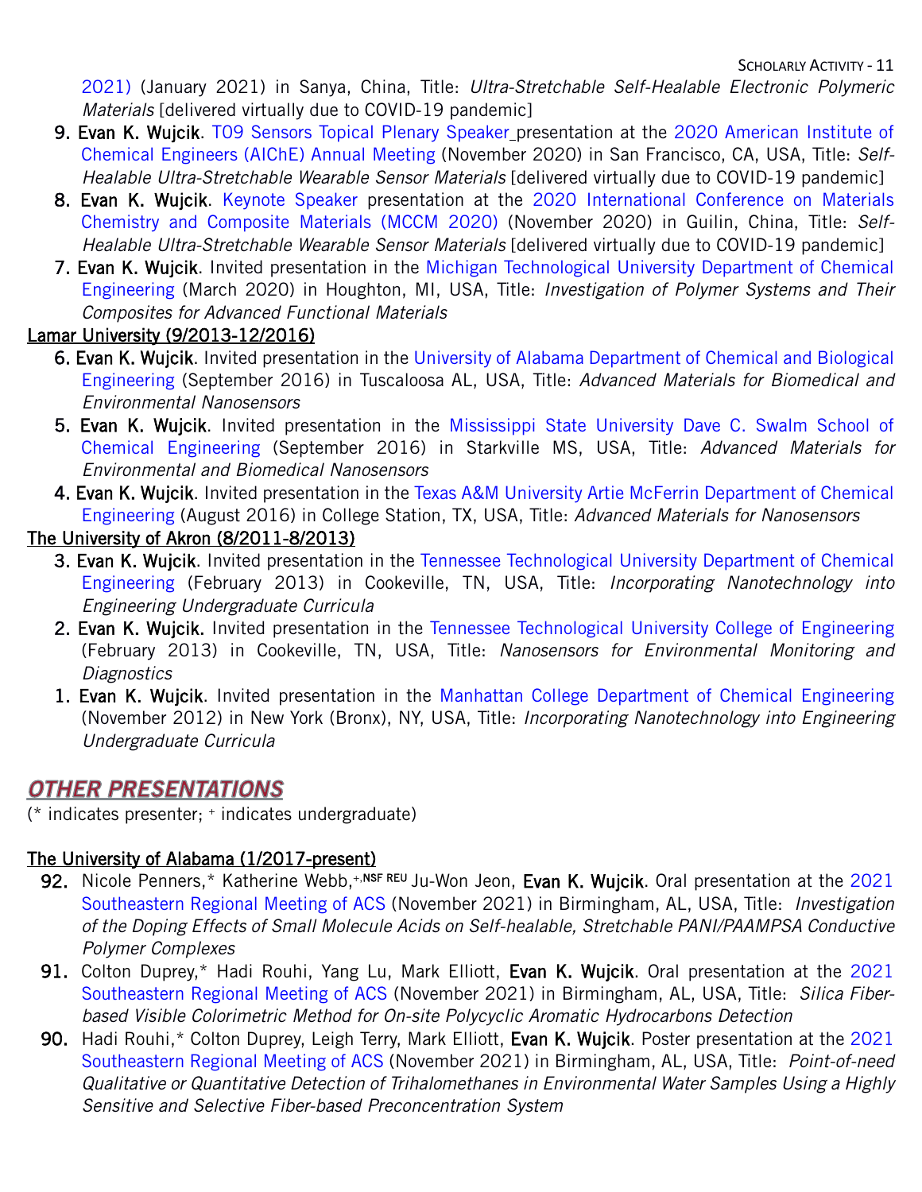2021) (January 2021) in Sanya, China, Title: *Ultra-Stretchable Self-Healable Electronic Polymeric Materials* [delivered virtually due to COVID-19 pandemic]

9. **Evan K. Wujcik**. T09 Sensors Topical Plenary Speaker presentation at the 2020 American Institute of Chemical Engineers (AIChE) Annual Meeting (November 2020) in San Francisco, CA, USA, Title: *Self-Healable Ultra-Stretchable Wearable Sensor Materials* [delivered virtually due to COVID-19 pandemic]
8. **Evan K. Wujcik**. Keynote Speaker presentation at the 2020 International Conference on Materials Chemistry and Composite Materials (MCCM 2020) (November 2020) in Guilin, China, Title: *Self-Healable Ultra-Stretchable Wearable Sensor Materials* [delivered virtually due to COVID-19 pandemic]
7. **Evan K. Wujcik**. Invited presentation in the Michigan Technological University Department of Chemical Engineering (March 2020) in Houghton, MI, USA, Title: *Investigation of Polymer Systems and Their Composites for Advanced Functional Materials*

Lamar University (9/2013-12/2016)

6. **Evan K. Wujcik**. Invited presentation in the University of Alabama Department of Chemical and Biological Engineering (September 2016) in Tuscaloosa AL, USA, Title: *Advanced Materials for Biomedical and Environmental Nanosensors*
5. **Evan K. Wujcik**. Invited presentation in the Mississippi State University Dave C. Swalm School of Chemical Engineering (September 2016) in Starkville MS, USA, Title: *Advanced Materials for Environmental and Biomedical Nanosensors*
4. **Evan K. Wujcik**. Invited presentation in the Texas A&M University Artie McFerrin Department of Chemical Engineering (August 2016) in College Station, TX, USA, Title: *Advanced Materials for Nanosensors*

The University of Akron (8/2011-8/2013)

3. **Evan K. Wujcik**. Invited presentation in the Tennessee Technological University Department of Chemical Engineering (February 2013) in Cookeville, TN, USA, Title: *Incorporating Nanotechnology into Engineering Undergraduate Curricula*
2. **Evan K. Wujcik.** Invited presentation in the Tennessee Technological University College of Engineering (February 2013) in Cookeville, TN, USA, Title: *Nanosensors for Environmental Monitoring and Diagnostics*
1. **Evan K. Wujcik**. Invited presentation in the Manhattan College Department of Chemical Engineering (November 2012) in New York (Bronx), NY, USA, Title: *Incorporating Nanotechnology into Engineering Undergraduate Curricula*

## OTHER PRESENTATIONS

(* indicates presenter; + indicates undergraduate)

The University of Alabama (1/2017-present)

92. Nicole Penners,* Katherine Webb,+,NSF REU Ju-Won Jeon, **Evan K. Wujcik**. Oral presentation at the 2021 Southeastern Regional Meeting of ACS (November 2021) in Birmingham, AL, USA, Title: *Investigation of the Doping Effects of Small Molecule Acids on Self-healable, Stretchable PANI/PAAMPSA Conductive Polymer Complexes*
91. Colton Duprey,* Hadi Rouhi, Yang Lu, Mark Elliott, **Evan K. Wujcik**. Oral presentation at the 2021 Southeastern Regional Meeting of ACS (November 2021) in Birmingham, AL, USA, Title: *Silica Fiber-based Visible Colorimetric Method for On-site Polycyclic Aromatic Hydrocarbons Detection*
90. Hadi Rouhi,* Colton Duprey, Leigh Terry, Mark Elliott, **Evan K. Wujcik**. Poster presentation at the 2021 Southeastern Regional Meeting of ACS (November 2021) in Birmingham, AL, USA, Title: *Point-of-need Qualitative or Quantitative Detection of Trihalomethanes in Environmental Water Samples Using a Highly Sensitive and Selective Fiber-based Preconcentration System*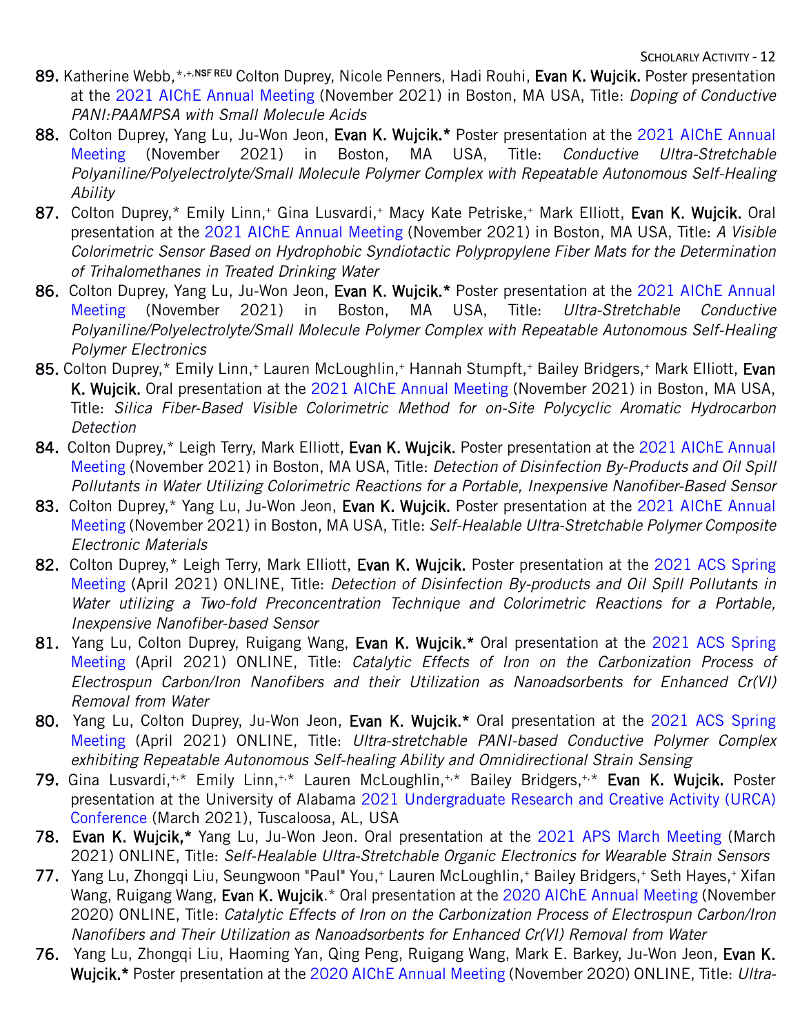89. Katherine Webb,*,+,NSF REU Colton Duprey, Nicole Penners, Hadi Rouhi, **Evan K. Wujcik.** Poster presentation at the 2021 AIChE Annual Meeting (November 2021) in Boston, MA USA, Title: *Doping of Conductive PANI:PAAMPSA with Small Molecule Acids*
88. Colton Duprey, Yang Lu, Ju-Won Jeon, **Evan K. Wujcik.*** Poster presentation at the 2021 AIChE Annual Meeting (November 2021) in Boston, MA USA, Title: *Conductive Ultra-Stretchable Polyaniline/Polyelectrolyte/Small Molecule Polymer Complex with Repeatable Autonomous Self-Healing Ability*
87. Colton Duprey,* Emily Linn,+ Gina Lusvardi,+ Macy Kate Petriske,+ Mark Elliott, **Evan K. Wujcik.** Oral presentation at the 2021 AIChE Annual Meeting (November 2021) in Boston, MA USA, Title: *A Visible Colorimetric Sensor Based on Hydrophobic Syndiotactic Polypropylene Fiber Mats for the Determination of Trihalomethanes in Treated Drinking Water*
86. Colton Duprey, Yang Lu, Ju-Won Jeon, **Evan K. Wujcik.*** Poster presentation at the 2021 AIChE Annual Meeting (November 2021) in Boston, MA USA, Title: *Ultra-Stretchable Conductive Polyaniline/Polyelectrolyte/Small Molecule Polymer Complex with Repeatable Autonomous Self-Healing Polymer Electronics*
85. Colton Duprey,* Emily Linn,+ Lauren McLoughlin,+ Hannah Stumpft,+ Bailey Bridgers,+ Mark Elliott, **Evan K. Wujcik.** Oral presentation at the 2021 AIChE Annual Meeting (November 2021) in Boston, MA USA, Title: *Silica Fiber-Based Visible Colorimetric Method for on-Site Polycyclic Aromatic Hydrocarbon Detection*
84. Colton Duprey,* Leigh Terry, Mark Elliott, **Evan K. Wujcik.** Poster presentation at the 2021 AIChE Annual Meeting (November 2021) in Boston, MA USA, Title: *Detection of Disinfection By-Products and Oil Spill Pollutants in Water Utilizing Colorimetric Reactions for a Portable, Inexpensive Nanofiber-Based Sensor*
83. Colton Duprey,* Yang Lu, Ju-Won Jeon, **Evan K. Wujcik.** Poster presentation at the 2021 AIChE Annual Meeting (November 2021) in Boston, MA USA, Title: *Self-Healable Ultra-Stretchable Polymer Composite Electronic Materials*
82. Colton Duprey,* Leigh Terry, Mark Elliott, **Evan K. Wujcik.** Poster presentation at the 2021 ACS Spring Meeting (April 2021) ONLINE, Title: *Detection of Disinfection By-products and Oil Spill Pollutants in Water utilizing a Two-fold Preconcentration Technique and Colorimetric Reactions for a Portable, Inexpensive Nanofiber-based Sensor*
81. Yang Lu, Colton Duprey, Ruigang Wang, **Evan K. Wujcik.*** Oral presentation at the 2021 ACS Spring Meeting (April 2021) ONLINE, Title: *Catalytic Effects of Iron on the Carbonization Process of Electrospun Carbon/Iron Nanofibers and their Utilization as Nanoadsorbents for Enhanced Cr(VI) Removal from Water*
80. Yang Lu, Colton Duprey, Ju-Won Jeon, **Evan K. Wujcik.*** Oral presentation at the 2021 ACS Spring Meeting (April 2021) ONLINE, Title: *Ultra-stretchable PANI-based Conductive Polymer Complex exhibiting Repeatable Autonomous Self-healing Ability and Omnidirectional Strain Sensing*
79. Gina Lusvardi,+,* Emily Linn,+,* Lauren McLoughlin,+,* Bailey Bridgers,+,* **Evan K. Wujcik.** Poster presentation at the University of Alabama 2021 Undergraduate Research and Creative Activity (URCA) Conference (March 2021), Tuscaloosa, AL, USA
78. **Evan K. Wujcik,*** Yang Lu, Ju-Won Jeon. Oral presentation at the 2021 APS March Meeting (March 2021) ONLINE, Title: *Self-Healable Ultra-Stretchable Organic Electronics for Wearable Strain Sensors*
77. Yang Lu, Zhongqi Liu, Seungwoon "Paul" You,+ Lauren McLoughlin,+ Bailey Bridgers,+ Seth Hayes,+ Xifan Wang, Ruigang Wang, **Evan K. Wujcik**.* Oral presentation at the 2020 AIChE Annual Meeting (November 2020) ONLINE, Title: *Catalytic Effects of Iron on the Carbonization Process of Electrospun Carbon/Iron Nanofibers and Their Utilization as Nanoadsorbents for Enhanced Cr(VI) Removal from Water*
76. Yang Lu, Zhongqi Liu, Haoming Yan, Qing Peng, Ruigang Wang, Mark E. Barkey, Ju-Won Jeon, **Evan K. Wujcik.*** Poster presentation at the 2020 AIChE Annual Meeting (November 2020) ONLINE, Title: *Ultra-*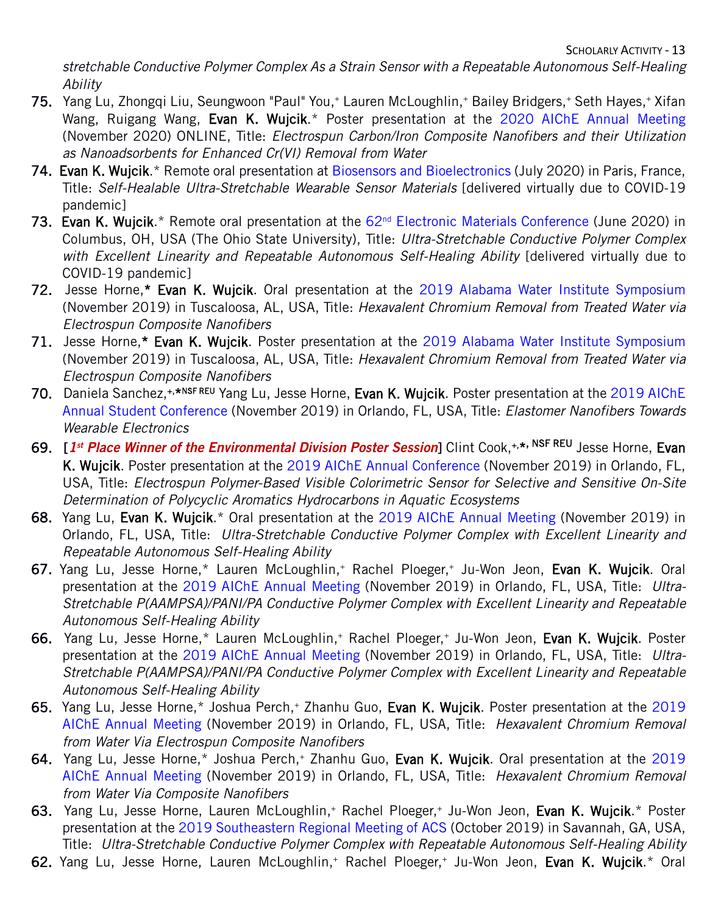*stretchable Conductive Polymer Complex As a Strain Sensor with a Repeatable Autonomous Self-Healing Ability*

75. Yang Lu, Zhongqi Liu, Seungwoon "Paul" You,+ Lauren McLoughlin,+ Bailey Bridgers,+ Seth Hayes,+ Xifan Wang, Ruigang Wang, **Evan K. Wujcik**.* Poster presentation at the 2020 AIChE Annual Meeting (November 2020) ONLINE, Title: *Electrospun Carbon/Iron Composite Nanofibers and their Utilization as Nanoadsorbents for Enhanced Cr(VI) Removal from Water*

74. **Evan K. Wujcik**.* Remote oral presentation at Biosensors and Bioelectronics (July 2020) in Paris, France, Title: *Self-Healable Ultra-Stretchable Wearable Sensor Materials* [delivered virtually due to COVID-19 pandemic]

73. **Evan K. Wujcik**.* Remote oral presentation at the 62nd Electronic Materials Conference (June 2020) in Columbus, OH, USA (The Ohio State University), Title: *Ultra-Stretchable Conductive Polymer Complex with Excellent Linearity and Repeatable Autonomous Self-Healing Ability* [delivered virtually due to COVID-19 pandemic]

72. Jesse Horne,* **Evan K. Wujcik**. Oral presentation at the 2019 Alabama Water Institute Symposium (November 2019) in Tuscaloosa, AL, USA, Title: *Hexavalent Chromium Removal from Treated Water via Electrospun Composite Nanofibers*

71. Jesse Horne,* **Evan K. Wujcik**. Poster presentation at the 2019 Alabama Water Institute Symposium (November 2019) in Tuscaloosa, AL, USA, Title: *Hexavalent Chromium Removal from Treated Water via Electrospun Composite Nanofibers*

70. Daniela Sanchez,+,*NSF REU Yang Lu, Jesse Horne, **Evan K. Wujcik**. Poster presentation at the 2019 AIChE Annual Student Conference (November 2019) in Orlando, FL, USA, Title: *Elastomer Nanofibers Towards Wearable Electronics*

69. [***1st Place Winner of the Environmental Division Poster Session***] Clint Cook,+,*, NSF REU Jesse Horne, **Evan K. Wujcik**. Poster presentation at the 2019 AIChE Annual Conference (November 2019) in Orlando, FL, USA, Title: *Electrospun Polymer-Based Visible Colorimetric Sensor for Selective and Sensitive On-Site Determination of Polycyclic Aromatics Hydrocarbons in Aquatic Ecosystems*

68. Yang Lu, **Evan K. Wujcik**.* Oral presentation at the 2019 AIChE Annual Meeting (November 2019) in Orlando, FL, USA, Title: *Ultra-Stretchable Conductive Polymer Complex with Excellent Linearity and Repeatable Autonomous Self-Healing Ability*

67. Yang Lu, Jesse Horne,* Lauren McLoughlin,+ Rachel Ploeger,+ Ju-Won Jeon, **Evan K. Wujcik**. Oral presentation at the 2019 AIChE Annual Meeting (November 2019) in Orlando, FL, USA, Title: *Ultra-Stretchable P(AAMPSA)/PANI/PA Conductive Polymer Complex with Excellent Linearity and Repeatable Autonomous Self-Healing Ability*

66. Yang Lu, Jesse Horne,* Lauren McLoughlin,+ Rachel Ploeger,+ Ju-Won Jeon, **Evan K. Wujcik**. Poster presentation at the 2019 AIChE Annual Meeting (November 2019) in Orlando, FL, USA, Title: *Ultra-Stretchable P(AAMPSA)/PANI/PA Conductive Polymer Complex with Excellent Linearity and Repeatable Autonomous Self-Healing Ability*

65. Yang Lu, Jesse Horne,* Joshua Perch,+ Zhanhu Guo, **Evan K. Wujcik**. Poster presentation at the 2019 AIChE Annual Meeting (November 2019) in Orlando, FL, USA, Title: *Hexavalent Chromium Removal from Water Via Electrospun Composite Nanofibers*

64. Yang Lu, Jesse Horne,* Joshua Perch,+ Zhanhu Guo, **Evan K. Wujcik**. Oral presentation at the 2019 AIChE Annual Meeting (November 2019) in Orlando, FL, USA, Title: *Hexavalent Chromium Removal from Water Via Composite Nanofibers*

63. Yang Lu, Jesse Horne, Lauren McLoughlin,+ Rachel Ploeger,+ Ju-Won Jeon, **Evan K. Wujcik**.* Poster presentation at the 2019 Southeastern Regional Meeting of ACS (October 2019) in Savannah, GA, USA, Title: *Ultra-Stretchable Conductive Polymer Complex with Repeatable Autonomous Self-Healing Ability*

62. Yang Lu, Jesse Horne, Lauren McLoughlin,+ Rachel Ploeger,+ Ju-Won Jeon, **Evan K. Wujcik**.* Oral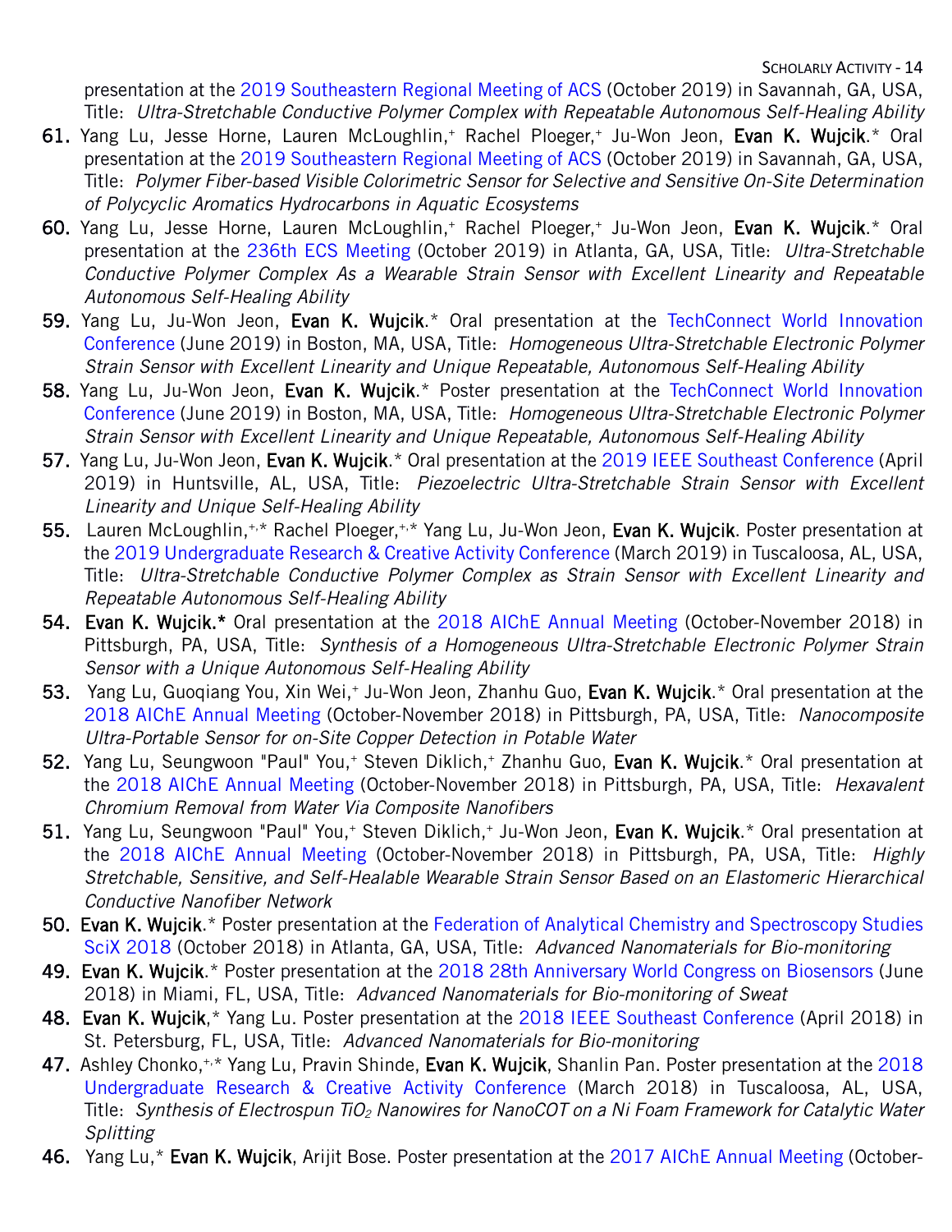presentation at the 2019 Southeastern Regional Meeting of ACS (October 2019) in Savannah, GA, USA, Title: *Ultra-Stretchable Conductive Polymer Complex with Repeatable Autonomous Self-Healing Ability*

61. Yang Lu, Jesse Horne, Lauren McLoughlin,[+] Rachel Ploeger,[+] Ju-Won Jeon, **Evan K. Wujcik**.* Oral presentation at the 2019 Southeastern Regional Meeting of ACS (October 2019) in Savannah, GA, USA, Title: *Polymer Fiber-based Visible Colorimetric Sensor for Selective and Sensitive On-Site Determination of Polycyclic Aromatics Hydrocarbons in Aquatic Ecosystems*

60. Yang Lu, Jesse Horne, Lauren McLoughlin,[+] Rachel Ploeger,[+] Ju-Won Jeon, **Evan K. Wujcik**.* Oral presentation at the 236th ECS Meeting (October 2019) in Atlanta, GA, USA, Title: *Ultra-Stretchable Conductive Polymer Complex As a Wearable Strain Sensor with Excellent Linearity and Repeatable Autonomous Self-Healing Ability*

59. Yang Lu, Ju-Won Jeon, **Evan K. Wujcik**.* Oral presentation at the TechConnect World Innovation Conference (June 2019) in Boston, MA, USA, Title: *Homogeneous Ultra-Stretchable Electronic Polymer Strain Sensor with Excellent Linearity and Unique Repeatable, Autonomous Self-Healing Ability*

58. Yang Lu, Ju-Won Jeon, **Evan K. Wujcik**.* Poster presentation at the TechConnect World Innovation Conference (June 2019) in Boston, MA, USA, Title: *Homogeneous Ultra-Stretchable Electronic Polymer Strain Sensor with Excellent Linearity and Unique Repeatable, Autonomous Self-Healing Ability*

57. Yang Lu, Ju-Won Jeon, **Evan K. Wujcik**.* Oral presentation at the 2019 IEEE Southeast Conference (April 2019) in Huntsville, AL, USA, Title: *Piezoelectric Ultra-Stretchable Strain Sensor with Excellent Linearity and Unique Self-Healing Ability*

55. Lauren McLoughlin,[+,]* Rachel Ploeger,[+,]* Yang Lu, Ju-Won Jeon, **Evan K. Wujcik**. Poster presentation at the 2019 Undergraduate Research & Creative Activity Conference (March 2019) in Tuscaloosa, AL, USA, Title: *Ultra-Stretchable Conductive Polymer Complex as Strain Sensor with Excellent Linearity and Repeatable Autonomous Self-Healing Ability*

54. **Evan K. Wujcik.*** Oral presentation at the 2018 AIChE Annual Meeting (October-November 2018) in Pittsburgh, PA, USA, Title: *Synthesis of a Homogeneous Ultra-Stretchable Electronic Polymer Strain Sensor with a Unique Autonomous Self-Healing Ability*

53. Yang Lu, Guoqiang You, Xin Wei,[+] Ju-Won Jeon, Zhanhu Guo, **Evan K. Wujcik**.* Oral presentation at the 2018 AIChE Annual Meeting (October-November 2018) in Pittsburgh, PA, USA, Title: *Nanocomposite Ultra-Portable Sensor for on-Site Copper Detection in Potable Water*

52. Yang Lu, Seungwoon "Paul" You,[+] Steven Diklich,[+] Zhanhu Guo, **Evan K. Wujcik**.* Oral presentation at the 2018 AIChE Annual Meeting (October-November 2018) in Pittsburgh, PA, USA, Title: *Hexavalent Chromium Removal from Water Via Composite Nanofibers*

51. Yang Lu, Seungwoon "Paul" You,[+] Steven Diklich,[+] Ju-Won Jeon, **Evan K. Wujcik**.* Oral presentation at the 2018 AIChE Annual Meeting (October-November 2018) in Pittsburgh, PA, USA, Title: *Highly Stretchable, Sensitive, and Self-Healable Wearable Strain Sensor Based on an Elastomeric Hierarchical Conductive Nanofiber Network*

50. **Evan K. Wujcik**.* Poster presentation at the Federation of Analytical Chemistry and Spectroscopy Studies SciX 2018 (October 2018) in Atlanta, GA, USA, Title: *Advanced Nanomaterials for Bio-monitoring*

49. **Evan K. Wujcik**.* Poster presentation at the 2018 28th Anniversary World Congress on Biosensors (June 2018) in Miami, FL, USA, Title: *Advanced Nanomaterials for Bio-monitoring of Sweat*

48. **Evan K. Wujcik**,* Yang Lu. Poster presentation at the 2018 IEEE Southeast Conference (April 2018) in St. Petersburg, FL, USA, Title: *Advanced Nanomaterials for Bio-monitoring*

47. Ashley Chonko,[+,]* Yang Lu, Pravin Shinde, **Evan K. Wujcik**, Shanlin Pan. Poster presentation at the 2018 Undergraduate Research & Creative Activity Conference (March 2018) in Tuscaloosa, AL, USA, Title: *Synthesis of Electrospun $TiO_2$ Nanowires for NanoCOT on a Ni Foam Framework for Catalytic Water Splitting*

46. Yang Lu,* **Evan K. Wujcik**, Arijit Bose. Poster presentation at the 2017 AIChE Annual Meeting (October-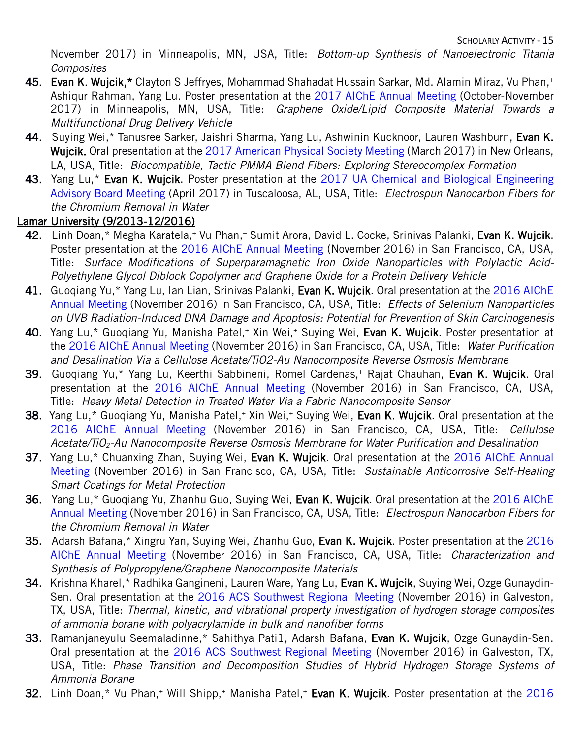November 2017) in Minneapolis, MN, USA, Title: *Bottom-up Synthesis of Nanoelectronic Titania Composites*

45. **Evan K. Wujcik,*** Clayton S Jeffryes, Mohammad Shahadat Hussain Sarkar, Md. Alamin Miraz, Vu Phan,+ Ashiqur Rahman, Yang Lu. Poster presentation at the 2017 AIChE Annual Meeting (October-November 2017) in Minneapolis, MN, USA, Title: *Graphene Oxide/Lipid Composite Material Towards a Multifunctional Drug Delivery Vehicle*
44. Suying Wei,* Tanusree Sarker, Jaishri Sharma, Yang Lu, Ashwinin Kucknoor, Lauren Washburn, **Evan K. Wujcik.** Oral presentation at the 2017 American Physical Society Meeting (March 2017) in New Orleans, LA, USA, Title: *Biocompatible, Tactic PMMA Blend Fibers: Exploring Stereocomplex Formation*
43. Yang Lu,* **Evan K. Wujcik**. Poster presentation at the 2017 UA Chemical and Biological Engineering Advisory Board Meeting (April 2017) in Tuscaloosa, AL, USA, Title: *Electrospun Nanocarbon Fibers for the Chromium Removal in Water*

<u>Lamar University (9/2013-12/2016)</u>

42. Linh Doan,* Megha Karatela,+ Vu Phan,+ Sumit Arora, David L. Cocke, Srinivas Palanki, **Evan K. Wujcik**. Poster presentation at the 2016 AIChE Annual Meeting (November 2016) in San Francisco, CA, USA, Title: *Surface Modifications of Superparamagnetic Iron Oxide Nanoparticles with Polylactic Acid-Polyethylene Glycol Diblock Copolymer and Graphene Oxide for a Protein Delivery Vehicle*
41. Guoqiang Yu,* Yang Lu, Ian Lian, Srinivas Palanki, **Evan K. Wujcik**. Oral presentation at the 2016 AIChE Annual Meeting (November 2016) in San Francisco, CA, USA, Title: *Effects of Selenium Nanoparticles on UVB Radiation-Induced DNA Damage and Apoptosis: Potential for Prevention of Skin Carcinogenesis*
40. Yang Lu,* Guoqiang Yu, Manisha Patel,+ Xin Wei,+ Suying Wei, **Evan K. Wujcik**. Poster presentation at the 2016 AIChE Annual Meeting (November 2016) in San Francisco, CA, USA, Title: *Water Purification and Desalination Via a Cellulose Acetate/TiO2-Au Nanocomposite Reverse Osmosis Membrane*
39. Guoqiang Yu,* Yang Lu, Keerthi Sabbineni, Romel Cardenas,+ Rajat Chauhan, **Evan K. Wujcik**. Oral presentation at the 2016 AIChE Annual Meeting (November 2016) in San Francisco, CA, USA, Title: *Heavy Metal Detection in Treated Water Via a Fabric Nanocomposite Sensor*
38. Yang Lu,* Guoqiang Yu, Manisha Patel,+ Xin Wei,+ Suying Wei, **Evan K. Wujcik**. Oral presentation at the 2016 AIChE Annual Meeting (November 2016) in San Francisco, CA, USA, Title: *Cellulose Acetate/$TiO_2$-Au Nanocomposite Reverse Osmosis Membrane for Water Purification and Desalination*
37. Yang Lu,* Chuanxing Zhan, Suying Wei, **Evan K. Wujcik**. Oral presentation at the 2016 AIChE Annual Meeting (November 2016) in San Francisco, CA, USA, Title: *Sustainable Anticorrosive Self-Healing Smart Coatings for Metal Protection*
36. Yang Lu,* Guoqiang Yu, Zhanhu Guo, Suying Wei, **Evan K. Wujcik**. Oral presentation at the 2016 AIChE Annual Meeting (November 2016) in San Francisco, CA, USA, Title: *Electrospun Nanocarbon Fibers for the Chromium Removal in Water*
35. Adarsh Bafana,* Xingru Yan, Suying Wei, Zhanhu Guo, **Evan K. Wujcik**. Poster presentation at the 2016 AIChE Annual Meeting (November 2016) in San Francisco, CA, USA, Title: *Characterization and Synthesis of Polypropylene/Graphene Nanocomposite Materials*
34. Krishna Kharel,* Radhika Gangineni, Lauren Ware, Yang Lu, **Evan K. Wujcik**, Suying Wei, Ozge Gunaydin-Sen. Oral presentation at the 2016 ACS Southwest Regional Meeting (November 2016) in Galveston, TX, USA, Title: *Thermal, kinetic, and vibrational property investigation of hydrogen storage composites of ammonia borane with polyacrylamide in bulk and nanofiber forms*
33. Ramanjaneyulu Seemaladinne,* Sahithya Pati1, Adarsh Bafana, **Evan K. Wujcik**, Ozge Gunaydin-Sen. Oral presentation at the 2016 ACS Southwest Regional Meeting (November 2016) in Galveston, TX, USA, Title: *Phase Transition and Decomposition Studies of Hybrid Hydrogen Storage Systems of Ammonia Borane*
32. Linh Doan,* Vu Phan,+ Will Shipp,+ Manisha Patel,+ **Evan K. Wujcik**. Poster presentation at the 2016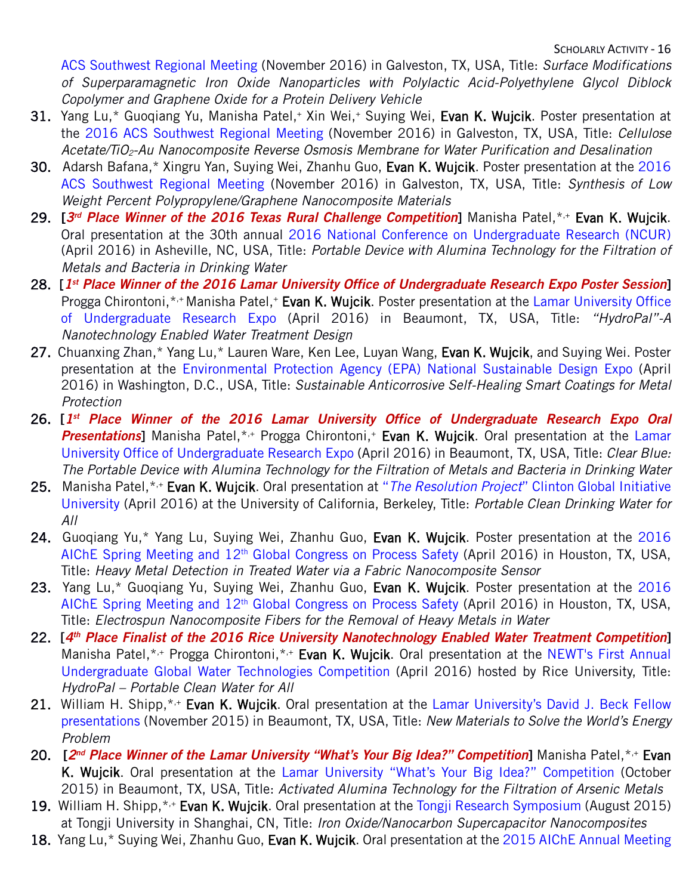ACS Southwest Regional Meeting (November 2016) in Galveston, TX, USA, Title: *Surface Modifications of Superparamagnetic Iron Oxide Nanoparticles with Polylactic Acid-Polyethylene Glycol Diblock Copolymer and Graphene Oxide for a Protein Delivery Vehicle*

31. Yang Lu,* Guoqiang Yu, Manisha Patel,+ Xin Wei,+ Suying Wei, **Evan K. Wujcik**. Poster presentation at the 2016 ACS Southwest Regional Meeting (November 2016) in Galveston, TX, USA, Title: *Cellulose Acetate/$TiO_2$-Au Nanocomposite Reverse Osmosis Membrane for Water Purification and Desalination*
30. Adarsh Bafana,* Xingru Yan, Suying Wei, Zhanhu Guo, **Evan K. Wujcik**. Poster presentation at the 2016 ACS Southwest Regional Meeting (November 2016) in Galveston, TX, USA, Title: *Synthesis of Low Weight Percent Polypropylene/Graphene Nanocomposite Materials*
29. [***3rd Place Winner of the 2016 Texas Rural Challenge Competition***] Manisha Patel,*,+ **Evan K. Wujcik**. Oral presentation at the 30th annual 2016 National Conference on Undergraduate Research (NCUR) (April 2016) in Asheville, NC, USA, Title: *Portable Device with Alumina Technology for the Filtration of Metals and Bacteria in Drinking Water*
28. [***1st Place Winner of the 2016 Lamar University Office of Undergraduate Research Expo Poster Session***] Progga Chirontoni,*,+ Manisha Patel,+ **Evan K. Wujcik**. Poster presentation at the Lamar University Office of Undergraduate Research Expo (April 2016) in Beaumont, TX, USA, Title: *"HydroPal"-A Nanotechnology Enabled Water Treatment Design*
27. Chuanxing Zhan,* Yang Lu,* Lauren Ware, Ken Lee, Luyan Wang, **Evan K. Wujcik**, and Suying Wei. Poster presentation at the Environmental Protection Agency (EPA) National Sustainable Design Expo (April 2016) in Washington, D.C., USA, Title: *Sustainable Anticorrosive Self-Healing Smart Coatings for Metal Protection*
26. [***1st Place Winner of the 2016 Lamar University Office of Undergraduate Research Expo Oral Presentations***] Manisha Patel,*,+ Progga Chirontoni,+ **Evan K. Wujcik**. Oral presentation at the Lamar University Office of Undergraduate Research Expo (April 2016) in Beaumont, TX, USA, Title: *Clear Blue: The Portable Device with Alumina Technology for the Filtration of Metals and Bacteria in Drinking Water*
25. Manisha Patel,*,+ **Evan K. Wujcik**. Oral presentation at "*The Resolution Project*" Clinton Global Initiative University (April 2016) at the University of California, Berkeley, Title: *Portable Clean Drinking Water for All*
24. Guoqiang Yu,* Yang Lu, Suying Wei, Zhanhu Guo, **Evan K. Wujcik**. Poster presentation at the 2016 AIChE Spring Meeting and 12th Global Congress on Process Safety (April 2016) in Houston, TX, USA, Title: *Heavy Metal Detection in Treated Water via a Fabric Nanocomposite Sensor*
23. Yang Lu,* Guoqiang Yu, Suying Wei, Zhanhu Guo, **Evan K. Wujcik**. Poster presentation at the 2016 AIChE Spring Meeting and 12th Global Congress on Process Safety (April 2016) in Houston, TX, USA, Title: *Electrospun Nanocomposite Fibers for the Removal of Heavy Metals in Water*
22. [***4th Place Finalist of the 2016 Rice University Nanotechnology Enabled Water Treatment Competition***] Manisha Patel,*,+ Progga Chirontoni,*,+ **Evan K. Wujcik**. Oral presentation at the NEWT's First Annual Undergraduate Global Water Technologies Competition (April 2016) hosted by Rice University, Title: *HydroPal – Portable Clean Water for All*
21. William H. Shipp,*,+ **Evan K. Wujcik**. Oral presentation at the Lamar University's David J. Beck Fellow presentations (November 2015) in Beaumont, TX, USA, Title: *New Materials to Solve the World's Energy Problem*
20. [***2nd Place Winner of the Lamar University "What's Your Big Idea?" Competition***] Manisha Patel,*,+ **Evan K. Wujcik**. Oral presentation at the Lamar University "What's Your Big Idea?" Competition (October 2015) in Beaumont, TX, USA, Title: *Activated Alumina Technology for the Filtration of Arsenic Metals*
19. William H. Shipp,*,+ **Evan K. Wujcik**. Oral presentation at the Tongji Research Symposium (August 2015) at Tongji University in Shanghai, CN, Title: *Iron Oxide/Nanocarbon Supercapacitor Nanocomposites*
18. Yang Lu,* Suying Wei, Zhanhu Guo, **Evan K. Wujcik**. Oral presentation at the 2015 AIChE Annual Meeting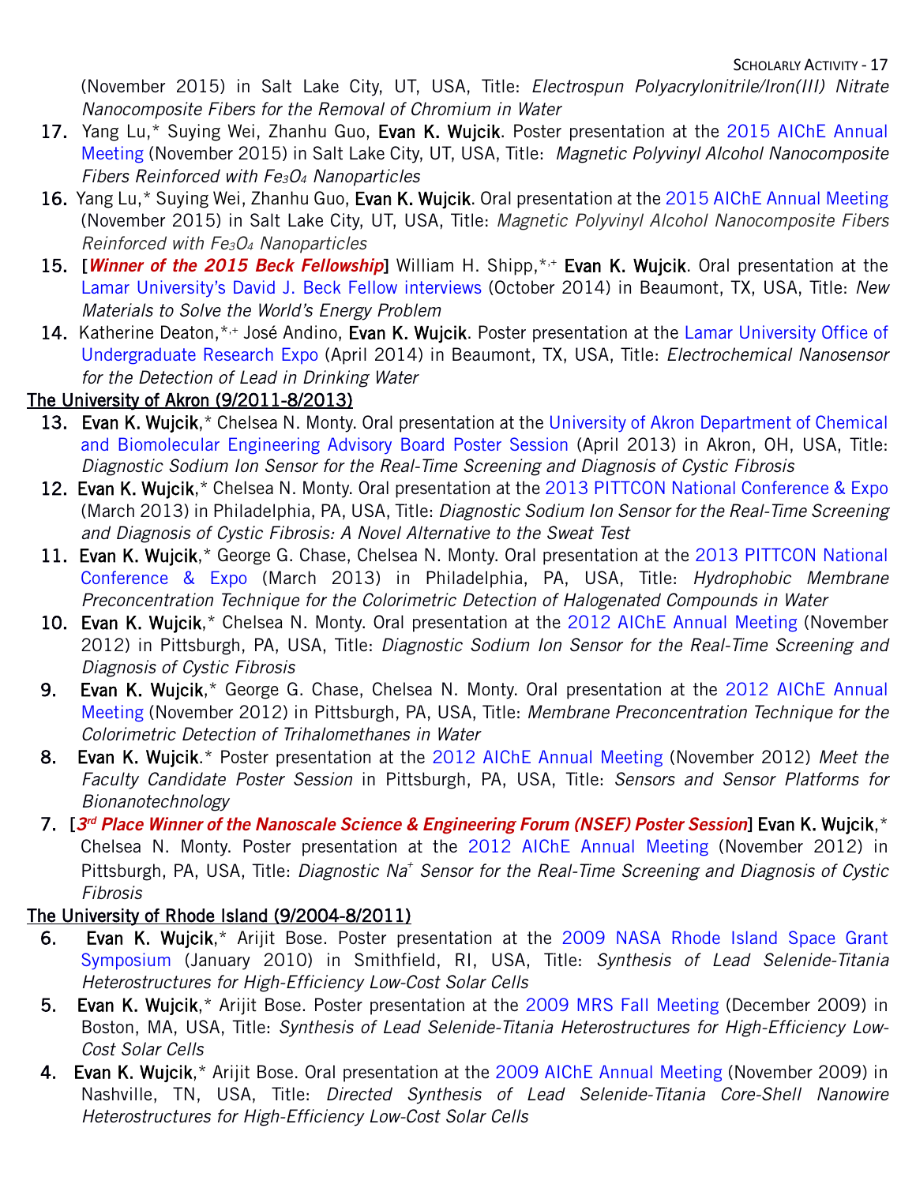(November 2015) in Salt Lake City, UT, USA, Title: *Electrospun Polyacrylonitrile/Iron(III) Nitrate Nanocomposite Fibers for the Removal of Chromium in Water*

17. Yang Lu,* Suying Wei, Zhanhu Guo, **Evan K. Wujcik**. Poster presentation at the 2015 AIChE Annual Meeting (November 2015) in Salt Lake City, UT, USA, Title: *Magnetic Polyvinyl Alcohol Nanocomposite Fibers Reinforced with $Fe_3O_4$ Nanoparticles*
16. Yang Lu,* Suying Wei, Zhanhu Guo, **Evan K. Wujcik**. Oral presentation at the 2015 AIChE Annual Meeting (November 2015) in Salt Lake City, UT, USA, Title: *Magnetic Polyvinyl Alcohol Nanocomposite Fibers Reinforced with $Fe_3O_4$ Nanoparticles*
15. [***Winner of the 2015 Beck Fellowship***] William H. Shipp,*,+ **Evan K. Wujcik**. Oral presentation at the Lamar University's David J. Beck Fellow interviews (October 2014) in Beaumont, TX, USA, Title: *New Materials to Solve the World's Energy Problem*
14. Katherine Deaton,*,+ José Andino, **Evan K. Wujcik**. Poster presentation at the Lamar University Office of Undergraduate Research Expo (April 2014) in Beaumont, TX, USA, Title: *Electrochemical Nanosensor for the Detection of Lead in Drinking Water*

The University of Akron (9/2011-8/2013)

13. **Evan K. Wujcik**,* Chelsea N. Monty. Oral presentation at the University of Akron Department of Chemical and Biomolecular Engineering Advisory Board Poster Session (April 2013) in Akron, OH, USA, Title: *Diagnostic Sodium Ion Sensor for the Real-Time Screening and Diagnosis of Cystic Fibrosis*
12. **Evan K. Wujcik**,* Chelsea N. Monty. Oral presentation at the 2013 PITTCON National Conference & Expo (March 2013) in Philadelphia, PA, USA, Title: *Diagnostic Sodium Ion Sensor for the Real-Time Screening and Diagnosis of Cystic Fibrosis: A Novel Alternative to the Sweat Test*
11. **Evan K. Wujcik**,* George G. Chase, Chelsea N. Monty. Oral presentation at the 2013 PITTCON National Conference & Expo (March 2013) in Philadelphia, PA, USA, Title: *Hydrophobic Membrane Preconcentration Technique for the Colorimetric Detection of Halogenated Compounds in Water*
10. **Evan K. Wujcik**,* Chelsea N. Monty. Oral presentation at the 2012 AIChE Annual Meeting (November 2012) in Pittsburgh, PA, USA, Title: *Diagnostic Sodium Ion Sensor for the Real-Time Screening and Diagnosis of Cystic Fibrosis*
9. **Evan K. Wujcik**,* George G. Chase, Chelsea N. Monty. Oral presentation at the 2012 AIChE Annual Meeting (November 2012) in Pittsburgh, PA, USA, Title: *Membrane Preconcentration Technique for the Colorimetric Detection of Trihalomethanes in Water*
8. **Evan K. Wujcik**.* Poster presentation at the 2012 AIChE Annual Meeting (November 2012) *Meet the Faculty Candidate Poster Session* in Pittsburgh, PA, USA, Title: *Sensors and Sensor Platforms for Bionanotechnology*
7. [***3rd Place Winner of the Nanoscale Science & Engineering Forum (NSEF) Poster Session***] **Evan K. Wujcik**,* Chelsea N. Monty. Poster presentation at the 2012 AIChE Annual Meeting (November 2012) in Pittsburgh, PA, USA, Title: *Diagnostic $Na^+$ Sensor for the Real-Time Screening and Diagnosis of Cystic Fibrosis*

The University of Rhode Island (9/2004-8/2011)

6. **Evan K. Wujcik**,* Arijit Bose. Poster presentation at the 2009 NASA Rhode Island Space Grant Symposium (January 2010) in Smithfield, RI, USA, Title: *Synthesis of Lead Selenide-Titania Heterostructures for High-Efficiency Low-Cost Solar Cells*
5. **Evan K. Wujcik**,* Arijit Bose. Poster presentation at the 2009 MRS Fall Meeting (December 2009) in Boston, MA, USA, Title: *Synthesis of Lead Selenide-Titania Heterostructures for High-Efficiency Low-Cost Solar Cells*
4. **Evan K. Wujcik**,* Arijit Bose. Oral presentation at the 2009 AIChE Annual Meeting (November 2009) in Nashville, TN, USA, Title: *Directed Synthesis of Lead Selenide-Titania Core-Shell Nanowire Heterostructures for High-Efficiency Low-Cost Solar Cells*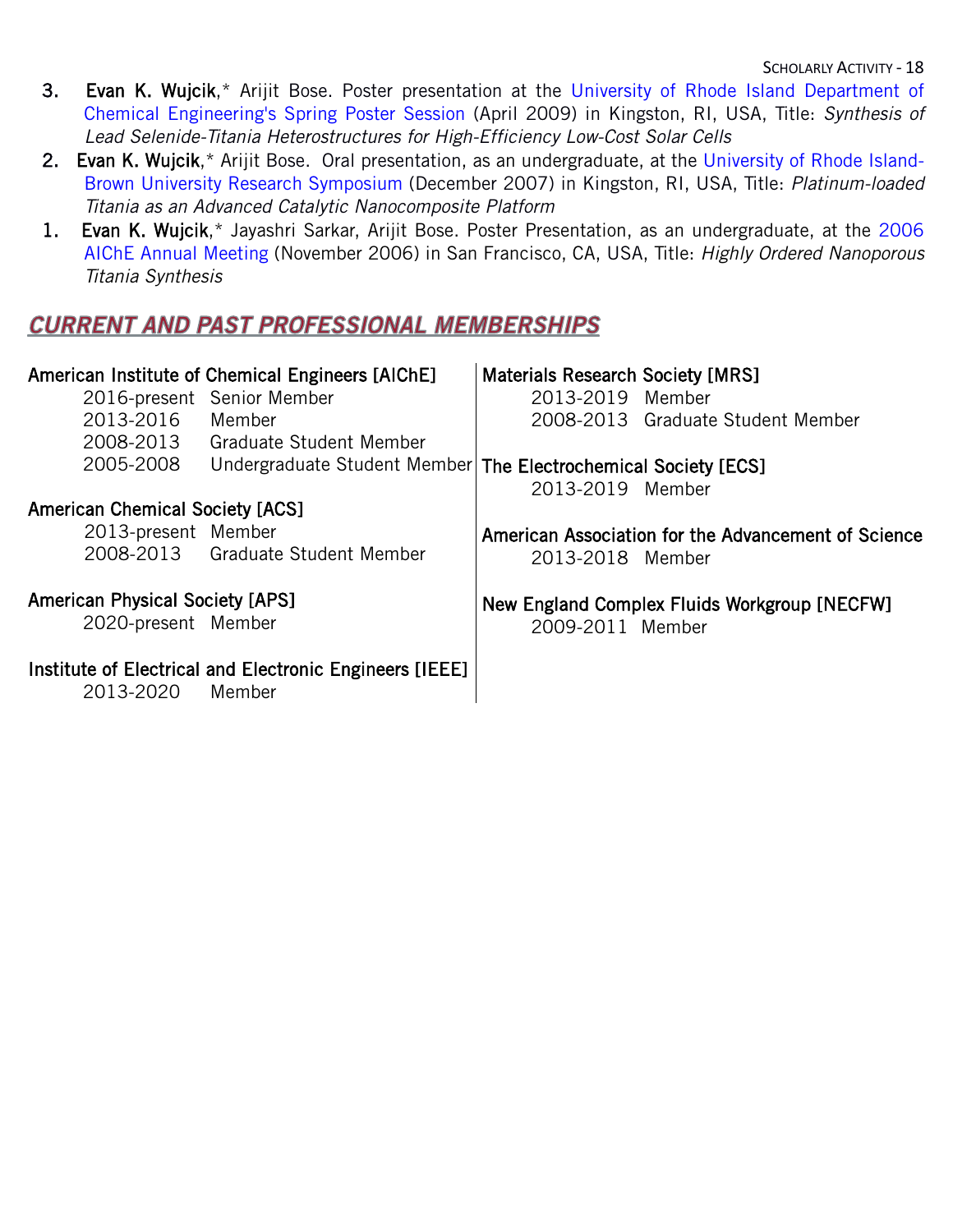3. **Evan K. Wujcik**,* Arijit Bose. Poster presentation at the University of Rhode Island Department of Chemical Engineering's Spring Poster Session (April 2009) in Kingston, RI, USA, Title: *Synthesis of Lead Selenide-Titania Heterostructures for High-Efficiency Low-Cost Solar Cells*
2. **Evan K. Wujcik**,* Arijit Bose. Oral presentation, as an undergraduate, at the University of Rhode Island-Brown University Research Symposium (December 2007) in Kingston, RI, USA, Title: *Platinum-loaded Titania as an Advanced Catalytic Nanocomposite Platform*
1. **Evan K. Wujcik**,* Jayashri Sarkar, Arijit Bose. Poster Presentation, as an undergraduate, at the 2006 AIChE Annual Meeting (November 2006) in San Francisco, CA, USA, Title: *Highly Ordered Nanoporous Titania Synthesis*

## CURRENT AND PAST PROFESSIONAL MEMBERSHIPS

**American Institute of Chemical Engineers [AIChE]**
- 2016-present Senior Member
- 2013-2016 Member
- 2008-2013 Graduate Student Member
- 2005-2008 Undergraduate Student Member

**American Chemical Society [ACS]**
- 2013-present Member
- 2008-2013 Graduate Student Member

**American Physical Society [APS]**
- 2020-present Member

**Institute of Electrical and Electronic Engineers [IEEE]**
- 2013-2020 Member

**Materials Research Society [MRS]**
- 2013-2019 Member
- 2008-2013 Graduate Student Member

**The Electrochemical Society [ECS]**
- 2013-2019 Member

**American Association for the Advancement of Science**
- 2013-2018 Member

**New England Complex Fluids Workgroup [NECFW]**
- 2009-2011 Member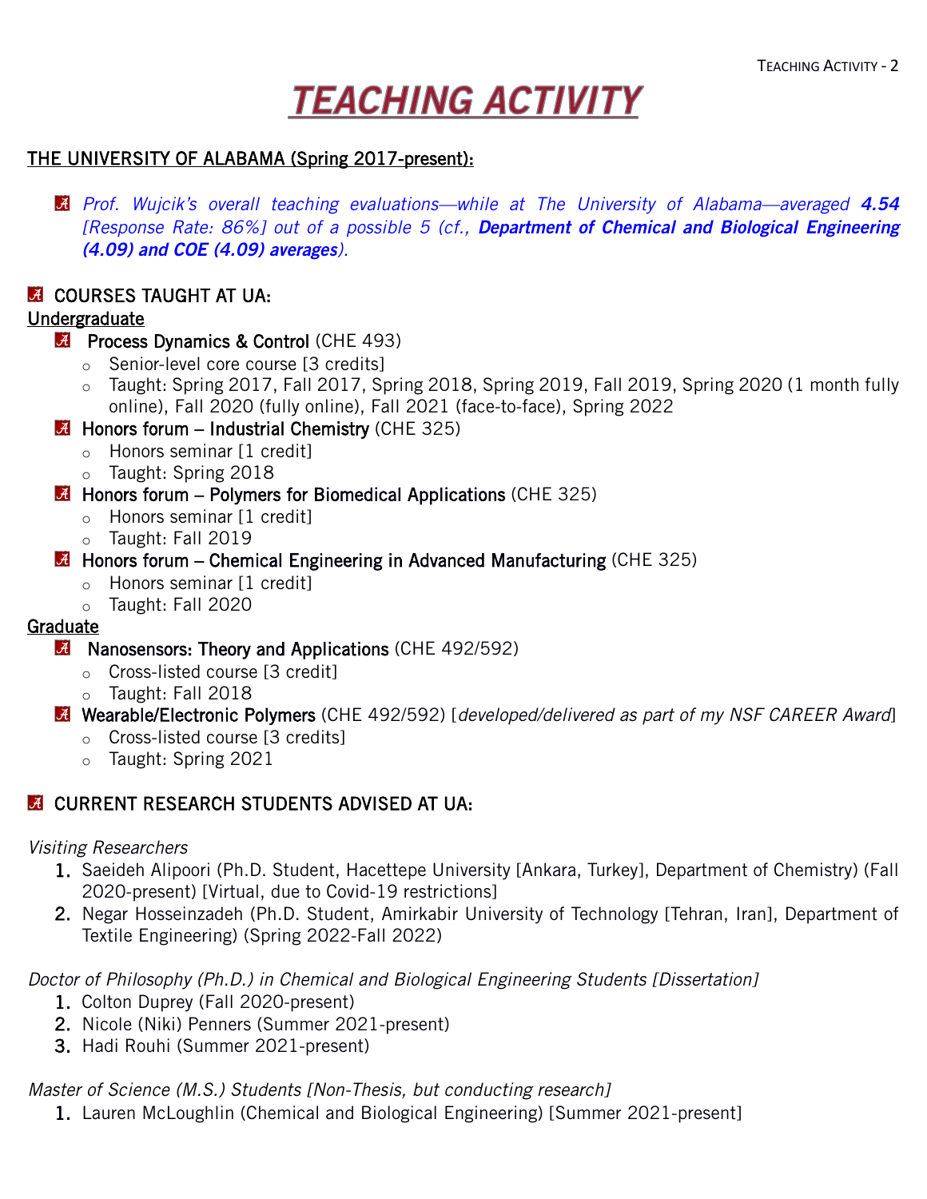# *TEACHING ACTIVITY*

## THE UNIVERSITY OF ALABAMA (Spring 2017-present):

- *Prof. Wujcik's overall teaching evaluations—while at The University of Alabama—averaged* ***4.54*** *[Response Rate: 86%] out of a possible 5 (cf.,* ***Department of Chemical and Biological Engineering (4.09) and COE (4.09) averages****).*

### COURSES TAUGHT AT UA:

**Undergraduate**

- **Process Dynamics & Control** (CHE 493)
  - Senior-level core course [3 credits]
  - Taught: Spring 2017, Fall 2017, Spring 2018, Spring 2019, Fall 2019, Spring 2020 (1 month fully online), Fall 2020 (fully online), Fall 2021 (face-to-face), Spring 2022
- **Honors forum – Industrial Chemistry** (CHE 325)
  - Honors seminar [1 credit]
  - Taught: Spring 2018
- **Honors forum – Polymers for Biomedical Applications** (CHE 325)
  - Honors seminar [1 credit]
  - Taught: Fall 2019
- **Honors forum – Chemical Engineering in Advanced Manufacturing** (CHE 325)
  - Honors seminar [1 credit]
  - Taught: Fall 2020

**Graduate**

- **Nanosensors: Theory and Applications** (CHE 492/592)
  - Cross-listed course [3 credit]
  - Taught: Fall 2018
- **Wearable/Electronic Polymers** (CHE 492/592) [*developed/delivered as part of my NSF CAREER Award*]
  - Cross-listed course [3 credits]
  - Taught: Spring 2021

### CURRENT RESEARCH STUDENTS ADVISED AT UA:

*Visiting Researchers*

1. Saeideh Alipoori (Ph.D. Student, Hacettepe University [Ankara, Turkey], Department of Chemistry) (Fall 2020-present) [Virtual, due to Covid-19 restrictions]
2. Negar Hosseinzadeh (Ph.D. Student, Amirkabir University of Technology [Tehran, Iran], Department of Textile Engineering) (Spring 2022-Fall 2022)

*Doctor of Philosophy (Ph.D.) in Chemical and Biological Engineering Students [Dissertation]*

1. Colton Duprey (Fall 2020-present)
2. Nicole (Niki) Penners (Summer 2021-present)
3. Hadi Rouhi (Summer 2021-present)

*Master of Science (M.S.) Students [Non-Thesis, but conducting research]*

1. Lauren McLoughlin (Chemical and Biological Engineering) [Summer 2021-present]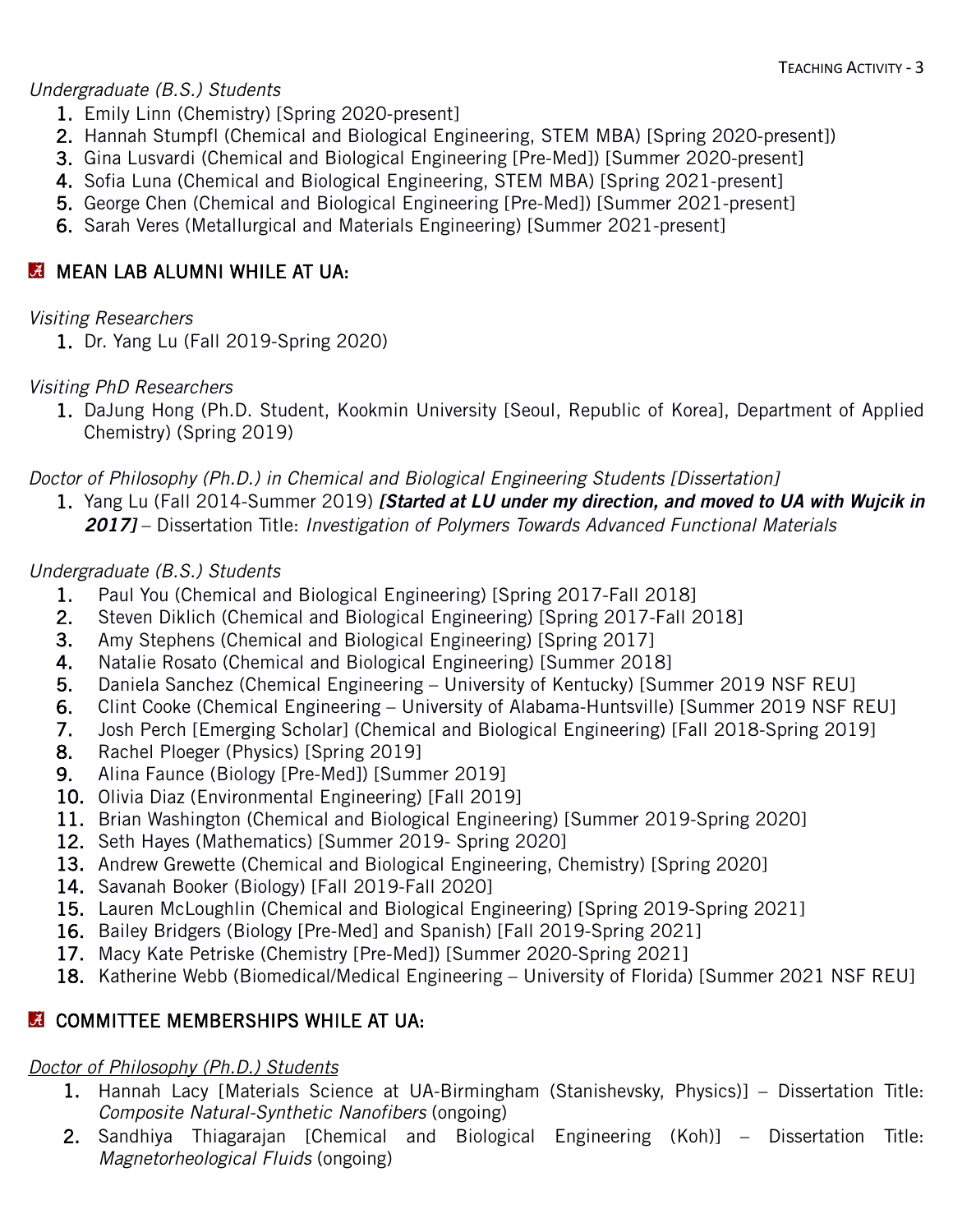*Undergraduate (B.S.) Students*

1. Emily Linn (Chemistry) [Spring 2020-present]
2. Hannah Stumpfl (Chemical and Biological Engineering, STEM MBA) [Spring 2020-present])
3. Gina Lusvardi (Chemical and Biological Engineering [Pre-Med]) [Summer 2020-present]
4. Sofia Luna (Chemical and Biological Engineering, STEM MBA) [Spring 2021-present]
5. George Chen (Chemical and Biological Engineering [Pre-Med]) [Summer 2021-present]
6. Sarah Veres (Metallurgical and Materials Engineering) [Summer 2021-present]

## MEAN LAB ALUMNI WHILE AT UA:

*Visiting Researchers*

1. Dr. Yang Lu (Fall 2019-Spring 2020)

*Visiting PhD Researchers*

1. DaJung Hong (Ph.D. Student, Kookmin University [Seoul, Republic of Korea], Department of Applied Chemistry) (Spring 2019)

*Doctor of Philosophy (Ph.D.) in Chemical and Biological Engineering Students [Dissertation]*

1. Yang Lu (Fall 2014-Summer 2019) ***[Started at LU under my direction, and moved to UA with Wujcik in 2017]*** – Dissertation Title: *Investigation of Polymers Towards Advanced Functional Materials*

*Undergraduate (B.S.) Students*

1. Paul You (Chemical and Biological Engineering) [Spring 2017-Fall 2018]
2. Steven Diklich (Chemical and Biological Engineering) [Spring 2017-Fall 2018]
3. Amy Stephens (Chemical and Biological Engineering) [Spring 2017]
4. Natalie Rosato (Chemical and Biological Engineering) [Summer 2018]
5. Daniela Sanchez (Chemical Engineering – University of Kentucky) [Summer 2019 NSF REU]
6. Clint Cooke (Chemical Engineering – University of Alabama-Huntsville) [Summer 2019 NSF REU]
7. Josh Perch [Emerging Scholar] (Chemical and Biological Engineering) [Fall 2018-Spring 2019]
8. Rachel Ploeger (Physics) [Spring 2019]
9. Alina Faunce (Biology [Pre-Med]) [Summer 2019]
10. Olivia Diaz (Environmental Engineering) [Fall 2019]
11. Brian Washington (Chemical and Biological Engineering) [Summer 2019-Spring 2020]
12. Seth Hayes (Mathematics) [Summer 2019- Spring 2020]
13. Andrew Grewette (Chemical and Biological Engineering, Chemistry) [Spring 2020]
14. Savanah Booker (Biology) [Fall 2019-Fall 2020]
15. Lauren McLoughlin (Chemical and Biological Engineering) [Spring 2019-Spring 2021]
16. Bailey Bridgers (Biology [Pre-Med] and Spanish) [Fall 2019-Spring 2021]
17. Macy Kate Petriske (Chemistry [Pre-Med]) [Summer 2020-Spring 2021]
18. Katherine Webb (Biomedical/Medical Engineering – University of Florida) [Summer 2021 NSF REU]

## COMMITTEE MEMBERSHIPS WHILE AT UA:

*Doctor of Philosophy (Ph.D.) Students*

1. Hannah Lacy [Materials Science at UA-Birmingham (Stanishevsky, Physics)] – Dissertation Title: *Composite Natural-Synthetic Nanofibers* (ongoing)
2. Sandhiya Thiagarajan [Chemical and Biological Engineering (Koh)] – Dissertation Title: *Magnetorheological Fluids* (ongoing)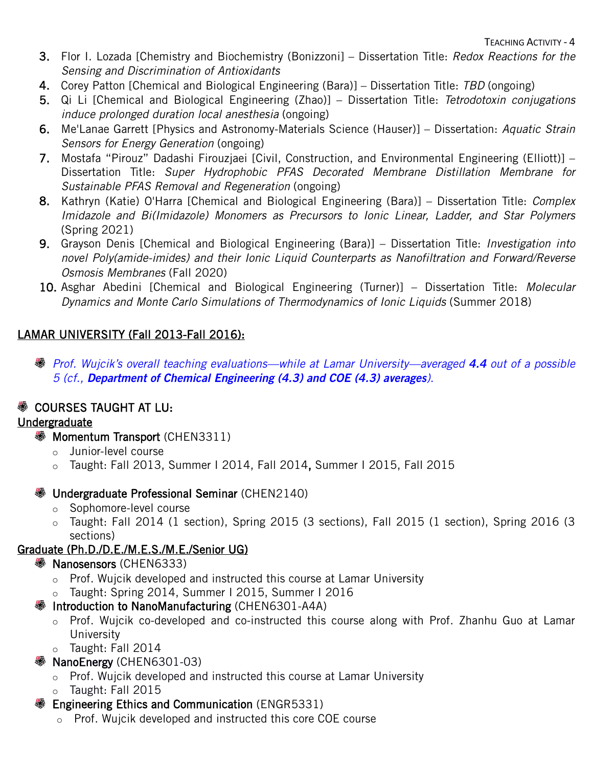3. Flor I. Lozada [Chemistry and Biochemistry (Bonizzoni] – Dissertation Title: *Redox Reactions for the Sensing and Discrimination of Antioxidants*
4. Corey Patton [Chemical and Biological Engineering (Bara)] – Dissertation Title: *TBD* (ongoing)
5. Qi Li [Chemical and Biological Engineering (Zhao)] – Dissertation Title: *Tetrodotoxin conjugations induce prolonged duration local anesthesia* (ongoing)
6. Me'Lanae Garrett [Physics and Astronomy-Materials Science (Hauser)] – Dissertation: *Aquatic Strain Sensors for Energy Generation* (ongoing)
7. Mostafa "Pirouz" Dadashi Firouzjaei [Civil, Construction, and Environmental Engineering (Elliott)] – Dissertation Title: *Super Hydrophobic PFAS Decorated Membrane Distillation Membrane for Sustainable PFAS Removal and Regeneration* (ongoing)
8. Kathryn (Katie) O'Harra [Chemical and Biological Engineering (Bara)] – Dissertation Title: *Complex Imidazole and Bi(Imidazole) Monomers as Precursors to Ionic Linear, Ladder, and Star Polymers* (Spring 2021)
9. Grayson Denis [Chemical and Biological Engineering (Bara)] – Dissertation Title: *Investigation into novel Poly(amide-imides) and their Ionic Liquid Counterparts as Nanofiltration and Forward/Reverse Osmosis Membranes* (Fall 2020)
10. Asghar Abedini [Chemical and Biological Engineering (Turner)] – Dissertation Title: *Molecular Dynamics and Monte Carlo Simulations of Thermodynamics of Ionic Liquids* (Summer 2018)

## LAMAR UNIVERSITY (Fall 2013-Fall 2016):

- *Prof. Wujcik's overall teaching evaluations—while at Lamar University—averaged* ***4.4*** *out of a possible 5 (cf.,* ***Department of Chemical Engineering (4.3) and COE (4.3) averages****).*

### COURSES TAUGHT AT LU:

Undergraduate

- Momentum Transport (CHEN3311)
  - Junior-level course
  - Taught: Fall 2013, Summer I 2014, Fall 2014, Summer I 2015, Fall 2015
- Undergraduate Professional Seminar (CHEN2140)
  - Sophomore-level course
  - Taught: Fall 2014 (1 section), Spring 2015 (3 sections), Fall 2015 (1 section), Spring 2016 (3 sections)

Graduate (Ph.D./D.E./M.E.S./M.E./Senior UG)

- Nanosensors (CHEN6333)
  - Prof. Wujcik developed and instructed this course at Lamar University
  - Taught: Spring 2014, Summer I 2015, Summer I 2016
- Introduction to NanoManufacturing (CHEN6301-A4A)
  - Prof. Wujcik co-developed and co-instructed this course along with Prof. Zhanhu Guo at Lamar University
  - Taught: Fall 2014
- NanoEnergy (CHEN6301-03)
  - Prof. Wujcik developed and instructed this course at Lamar University
  - Taught: Fall 2015
- Engineering Ethics and Communication (ENGR5331)
  - Prof. Wujcik developed and instructed this core COE course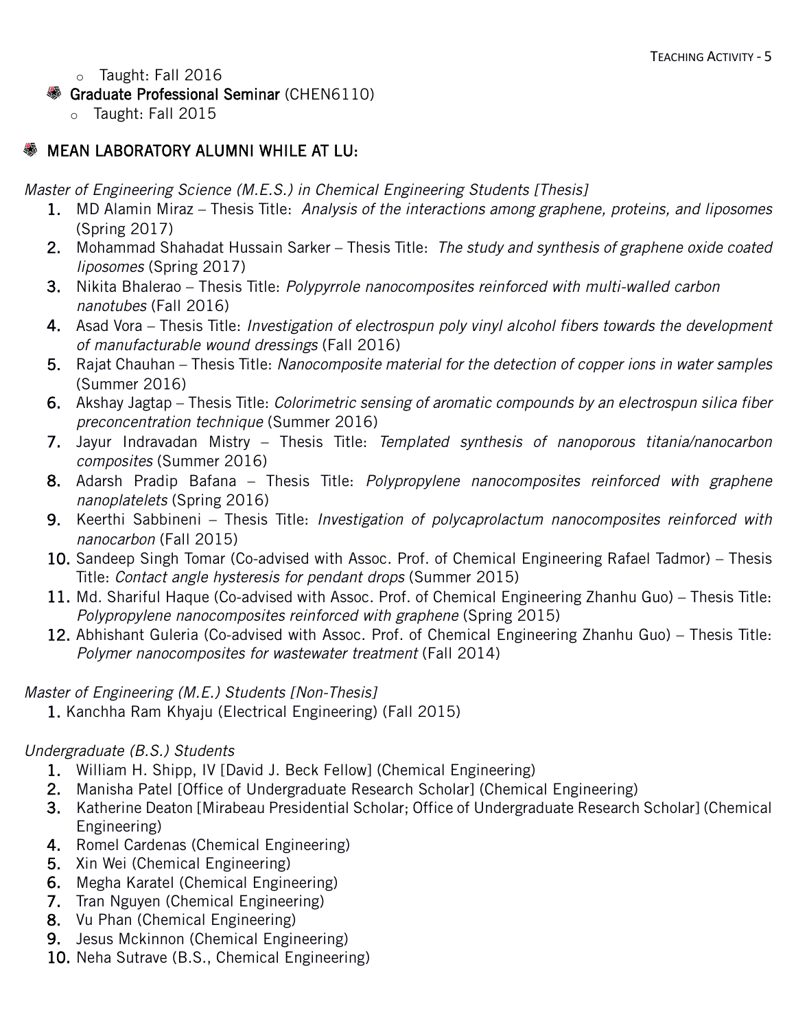- Taught: Fall 2016
- **Graduate Professional Seminar** (CHEN6110)
  - Taught: Fall 2015

## MEAN LABORATORY ALUMNI WHILE AT LU:

*Master of Engineering Science (M.E.S.) in Chemical Engineering Students [Thesis]*

1. MD Alamin Miraz – Thesis Title: *Analysis of the interactions among graphene, proteins, and liposomes* (Spring 2017)
2. Mohammad Shahadat Hussain Sarker – Thesis Title: *The study and synthesis of graphene oxide coated liposomes* (Spring 2017)
3. Nikita Bhalerao – Thesis Title: *Polypyrrole nanocomposites reinforced with multi-walled carbon nanotubes* (Fall 2016)
4. Asad Vora – Thesis Title: *Investigation of electrospun poly vinyl alcohol fibers towards the development of manufacturable wound dressings* (Fall 2016)
5. Rajat Chauhan – Thesis Title: *Nanocomposite material for the detection of copper ions in water samples* (Summer 2016)
6. Akshay Jagtap – Thesis Title: *Colorimetric sensing of aromatic compounds by an electrospun silica fiber preconcentration technique* (Summer 2016)
7. Jayur Indravadan Mistry – Thesis Title: *Templated synthesis of nanoporous titania/nanocarbon composites* (Summer 2016)
8. Adarsh Pradip Bafana – Thesis Title: *Polypropylene nanocomposites reinforced with graphene nanoplatelets* (Spring 2016)
9. Keerthi Sabbineni – Thesis Title: *Investigation of polycaprolactum nanocomposites reinforced with nanocarbon* (Fall 2015)
10. Sandeep Singh Tomar (Co-advised with Assoc. Prof. of Chemical Engineering Rafael Tadmor) – Thesis Title: *Contact angle hysteresis for pendant drops* (Summer 2015)
11. Md. Shariful Haque (Co-advised with Assoc. Prof. of Chemical Engineering Zhanhu Guo) – Thesis Title: *Polypropylene nanocomposites reinforced with graphene* (Spring 2015)
12. Abhishant Guleria (Co-advised with Assoc. Prof. of Chemical Engineering Zhanhu Guo) – Thesis Title: *Polymer nanocomposites for wastewater treatment* (Fall 2014)

*Master of Engineering (M.E.) Students [Non-Thesis]*

1. Kanchha Ram Khyaju (Electrical Engineering) (Fall 2015)

*Undergraduate (B.S.) Students*

1. William H. Shipp, IV [David J. Beck Fellow] (Chemical Engineering)
2. Manisha Patel [Office of Undergraduate Research Scholar] (Chemical Engineering)
3. Katherine Deaton [Mirabeau Presidential Scholar; Office of Undergraduate Research Scholar] (Chemical Engineering)
4. Romel Cardenas (Chemical Engineering)
5. Xin Wei (Chemical Engineering)
6. Megha Karatel (Chemical Engineering)
7. Tran Nguyen (Chemical Engineering)
8. Vu Phan (Chemical Engineering)
9. Jesus Mckinnon (Chemical Engineering)
10. Neha Sutrave (B.S., Chemical Engineering)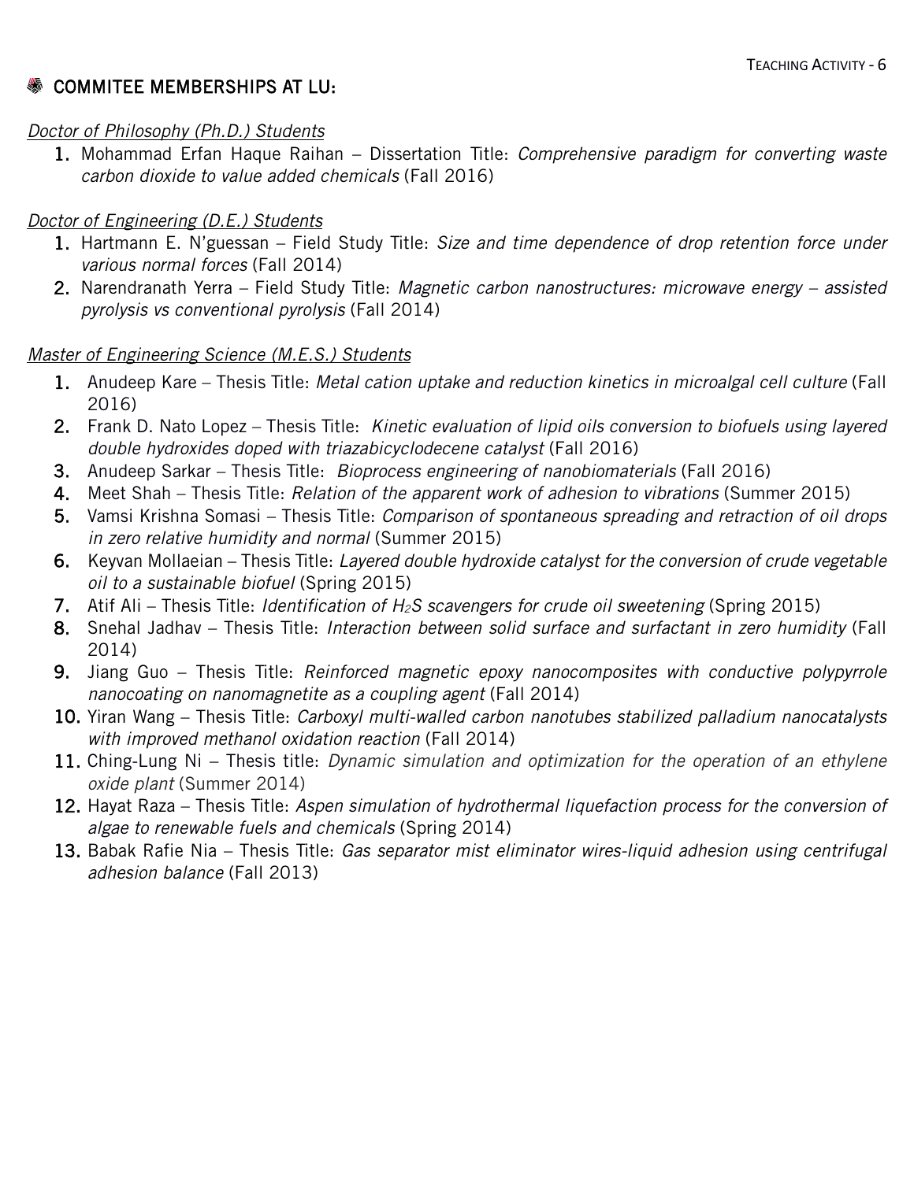## COMMITEE MEMBERSHIPS AT LU:

*Doctor of Philosophy (Ph.D.) Students*

1. Mohammad Erfan Haque Raihan – Dissertation Title: *Comprehensive paradigm for converting waste carbon dioxide to value added chemicals* (Fall 2016)

*Doctor of Engineering (D.E.) Students*

1. Hartmann E. N'guessan – Field Study Title: *Size and time dependence of drop retention force under various normal forces* (Fall 2014)
2. Narendranath Yerra – Field Study Title: *Magnetic carbon nanostructures: microwave energy – assisted pyrolysis vs conventional pyrolysis* (Fall 2014)

*Master of Engineering Science (M.E.S.) Students*

1. Anudeep Kare – Thesis Title: *Metal cation uptake and reduction kinetics in microalgal cell culture* (Fall 2016)
2. Frank D. Nato Lopez – Thesis Title: *Kinetic evaluation of lipid oils conversion to biofuels using layered double hydroxides doped with triazabicyclodecene catalyst* (Fall 2016)
3. Anudeep Sarkar – Thesis Title: *Bioprocess engineering of nanobiomaterials* (Fall 2016)
4. Meet Shah – Thesis Title: *Relation of the apparent work of adhesion to vibrations* (Summer 2015)
5. Vamsi Krishna Somasi – Thesis Title: *Comparison of spontaneous spreading and retraction of oil drops in zero relative humidity and normal* (Summer 2015)
6. Keyvan Mollaeian – Thesis Title: *Layered double hydroxide catalyst for the conversion of crude vegetable oil to a sustainable biofuel* (Spring 2015)
7. Atif Ali – Thesis Title: *Identification of $H_2S$ scavengers for crude oil sweetening* (Spring 2015)
8. Snehal Jadhav – Thesis Title: *Interaction between solid surface and surfactant in zero humidity* (Fall 2014)
9. Jiang Guo – Thesis Title: *Reinforced magnetic epoxy nanocomposites with conductive polypyrrole nanocoating on nanomagnetite as a coupling agent* (Fall 2014)
10. Yiran Wang – Thesis Title: *Carboxyl multi-walled carbon nanotubes stabilized palladium nanocatalysts with improved methanol oxidation reaction* (Fall 2014)
11. Ching-Lung Ni – Thesis title: *Dynamic simulation and optimization for the operation of an ethylene oxide plant* (Summer 2014)
12. Hayat Raza – Thesis Title: *Aspen simulation of hydrothermal liquefaction process for the conversion of algae to renewable fuels and chemicals* (Spring 2014)
13. Babak Rafie Nia – Thesis Title: *Gas separator mist eliminator wires-liquid adhesion using centrifugal adhesion balance* (Fall 2013)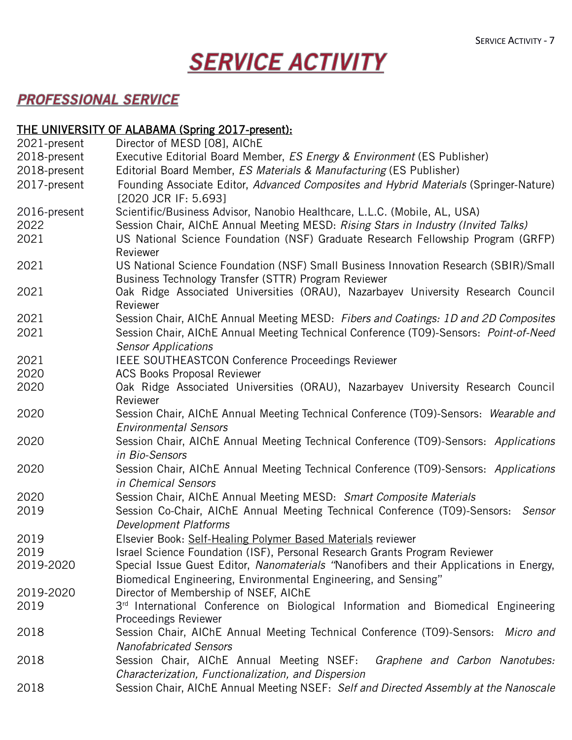# *SERVICE ACTIVITY*

## *PROFESSIONAL SERVICE*

**THE UNIVERSITY OF ALABAMA (Spring 2017-present):**

| | |
|---|---|
| 2021-present | Director of MESD [08], AIChE |
| 2018-present | Executive Editorial Board Member, *ES Energy & Environment* (ES Publisher) |
| 2018-present | Editorial Board Member, *ES Materials & Manufacturing* (ES Publisher) |
| 2017-present | Founding Associate Editor, *Advanced Composites and Hybrid Materials* (Springer-Nature) [2020 JCR IF: 5.693] |
| 2016-present | Scientific/Business Advisor, Nanobio Healthcare, L.L.C. (Mobile, AL, USA) |
| 2022 | Session Chair, AIChE Annual Meeting MESD: *Rising Stars in Industry (Invited Talks)* |
| 2021 | US National Science Foundation (NSF) Graduate Research Fellowship Program (GRFP) Reviewer |
| 2021 | US National Science Foundation (NSF) Small Business Innovation Research (SBIR)/Small Business Technology Transfer (STTR) Program Reviewer |
| 2021 | Oak Ridge Associated Universities (ORAU), Nazarbayev University Research Council Reviewer |
| 2021 | Session Chair, AIChE Annual Meeting MESD: *Fibers and Coatings: 1D and 2D Composites* |
| 2021 | Session Chair, AIChE Annual Meeting Technical Conference (T09)-Sensors: *Point-of-Need Sensor Applications* |
| 2021 | IEEE SOUTHEASTCON Conference Proceedings Reviewer |
| 2020 | ACS Books Proposal Reviewer |
| 2020 | Oak Ridge Associated Universities (ORAU), Nazarbayev University Research Council Reviewer |
| 2020 | Session Chair, AIChE Annual Meeting Technical Conference (T09)-Sensors: *Wearable and Environmental Sensors* |
| 2020 | Session Chair, AIChE Annual Meeting Technical Conference (T09)-Sensors: *Applications in Bio-Sensors* |
| 2020 | Session Chair, AIChE Annual Meeting Technical Conference (T09)-Sensors: *Applications in Chemical Sensors* |
| 2020 | Session Chair, AIChE Annual Meeting MESD: *Smart Composite Materials* |
| 2019 | Session Co-Chair, AIChE Annual Meeting Technical Conference (T09)-Sensors: *Sensor Development Platforms* |
| 2019 | Elsevier Book: Self-Healing Polymer Based Materials reviewer |
| 2019 | Israel Science Foundation (ISF), Personal Research Grants Program Reviewer |
| 2019-2020 | Special Issue Guest Editor, *Nanomaterials* "Nanofibers and their Applications in Energy, Biomedical Engineering, Environmental Engineering, and Sensing" |
| 2019-2020 | Director of Membership of NSEF, AIChE |
| 2019 | 3rd International Conference on Biological Information and Biomedical Engineering Proceedings Reviewer |
| 2018 | Session Chair, AIChE Annual Meeting Technical Conference (T09)-Sensors: *Micro and Nanofabricated Sensors* |
| 2018 | Session Chair, AIChE Annual Meeting NSEF: *Graphene and Carbon Nanotubes: Characterization, Functionalization, and Dispersion* |
| 2018 | Session Chair, AIChE Annual Meeting NSEF: *Self and Directed Assembly at the Nanoscale* |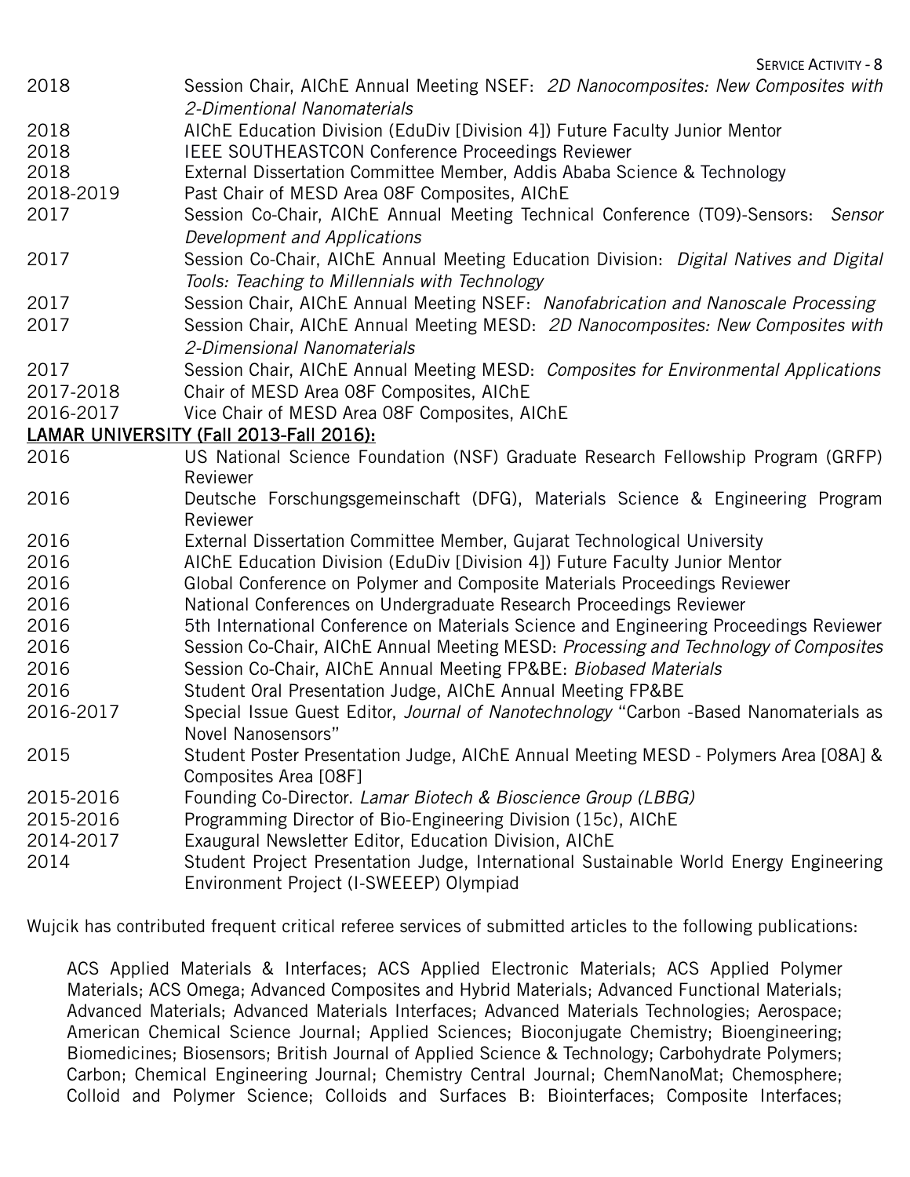| | |
|---|---|
| 2018 | Session Chair, AIChE Annual Meeting NSEF: *2D Nanocomposites: New Composites with 2-Dimentional Nanomaterials* |
| 2018 | AIChE Education Division (EduDiv [Division 4]) Future Faculty Junior Mentor |
| 2018 | IEEE SOUTHEASTCON Conference Proceedings Reviewer |
| 2018 | External Dissertation Committee Member, Addis Ababa Science & Technology |
| 2018-2019 | Past Chair of MESD Area 08F Composites, AIChE |
| 2017 | Session Co-Chair, AIChE Annual Meeting Technical Conference (T09)-Sensors: *Sensor Development and Applications* |
| 2017 | Session Co-Chair, AIChE Annual Meeting Education Division: *Digital Natives and Digital Tools: Teaching to Millennials with Technology* |
| 2017 | Session Chair, AIChE Annual Meeting NSEF: *Nanofabrication and Nanoscale Processing* |
| 2017 | Session Chair, AIChE Annual Meeting MESD: *2D Nanocomposites: New Composites with 2-Dimensional Nanomaterials* |
| 2017 | Session Chair, AIChE Annual Meeting MESD: *Composites for Environmental Applications* |
| 2017-2018 | Chair of MESD Area 08F Composites, AIChE |
| 2016-2017 | Vice Chair of MESD Area 08F Composites, AIChE |

<u>LAMAR UNIVERSITY (Fall 2013-Fall 2016):</u>

| | |
|---|---|
| 2016 | US National Science Foundation (NSF) Graduate Research Fellowship Program (GRFP) Reviewer |
| 2016 | Deutsche Forschungsgemeinschaft (DFG), Materials Science & Engineering Program Reviewer |
| 2016 | External Dissertation Committee Member, Gujarat Technological University |
| 2016 | AIChE Education Division (EduDiv [Division 4]) Future Faculty Junior Mentor |
| 2016 | Global Conference on Polymer and Composite Materials Proceedings Reviewer |
| 2016 | National Conferences on Undergraduate Research Proceedings Reviewer |
| 2016 | 5th International Conference on Materials Science and Engineering Proceedings Reviewer |
| 2016 | Session Co-Chair, AIChE Annual Meeting MESD: *Processing and Technology of Composites* |
| 2016 | Session Co-Chair, AIChE Annual Meeting FP&BE: *Biobased Materials* |
| 2016 | Student Oral Presentation Judge, AIChE Annual Meeting FP&BE |
| 2016-2017 | Special Issue Guest Editor, *Journal of Nanotechnology* "Carbon -Based Nanomaterials as Novel Nanosensors" |
| 2015 | Student Poster Presentation Judge, AIChE Annual Meeting MESD - Polymers Area [08A] & Composites Area [08F] |
| 2015-2016 | Founding Co-Director. *Lamar Biotech & Bioscience Group (LBBG)* |
| 2015-2016 | Programming Director of Bio-Engineering Division (15c), AIChE |
| 2014-2017 | Exaugural Newsletter Editor, Education Division, AIChE |
| 2014 | Student Project Presentation Judge, International Sustainable World Energy Engineering Environment Project (I-SWEEEP) Olympiad |

Wujcik has contributed frequent critical referee services of submitted articles to the following publications:

ACS Applied Materials & Interfaces; ACS Applied Electronic Materials; ACS Applied Polymer Materials; ACS Omega; Advanced Composites and Hybrid Materials; Advanced Functional Materials; Advanced Materials; Advanced Materials Interfaces; Advanced Materials Technologies; Aerospace; American Chemical Science Journal; Applied Sciences; Bioconjugate Chemistry; Bioengineering; Biomedicines; Biosensors; British Journal of Applied Science & Technology; Carbohydrate Polymers; Carbon; Chemical Engineering Journal; Chemistry Central Journal; ChemNanoMat; Chemosphere; Colloid and Polymer Science; Colloids and Surfaces B: Biointerfaces; Composite Interfaces;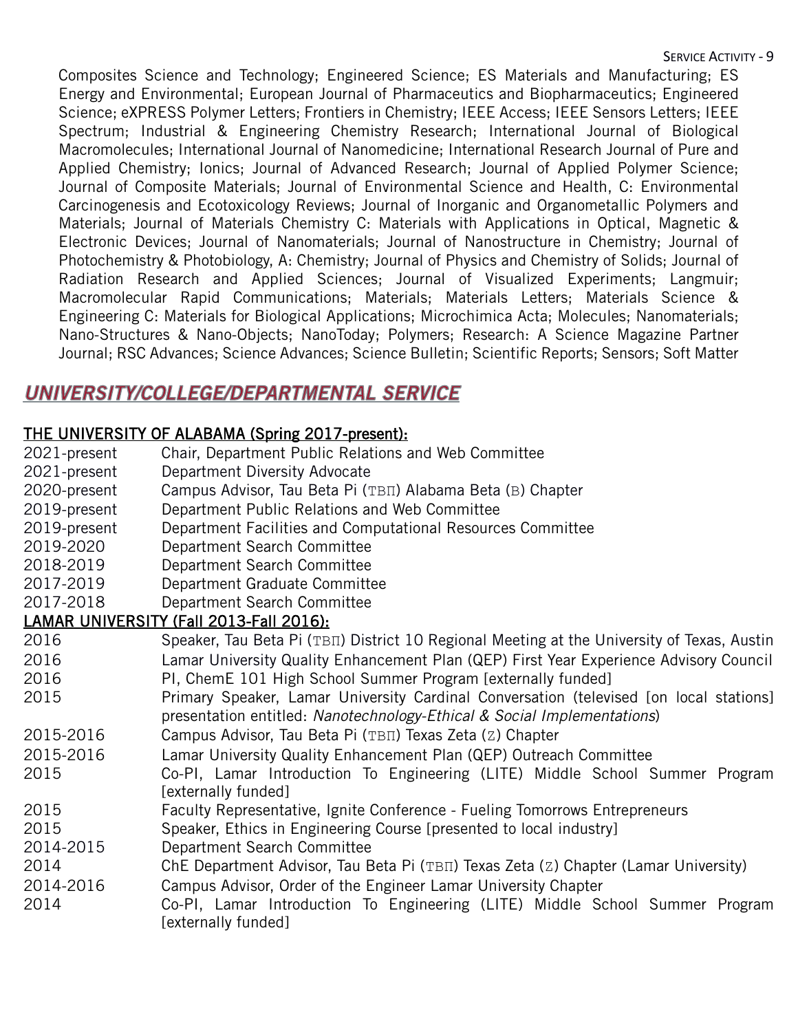Composites Science and Technology; Engineered Science; ES Materials and Manufacturing; ES Energy and Environmental; European Journal of Pharmaceutics and Biopharmaceutics; Engineered Science; eXPRESS Polymer Letters; Frontiers in Chemistry; IEEE Access; IEEE Sensors Letters; IEEE Spectrum; Industrial & Engineering Chemistry Research; International Journal of Biological Macromolecules; International Journal of Nanomedicine; International Research Journal of Pure and Applied Chemistry; Ionics; Journal of Advanced Research; Journal of Applied Polymer Science; Journal of Composite Materials; Journal of Environmental Science and Health, C: Environmental Carcinogenesis and Ecotoxicology Reviews; Journal of Inorganic and Organometallic Polymers and Materials; Journal of Materials Chemistry C: Materials with Applications in Optical, Magnetic & Electronic Devices; Journal of Nanomaterials; Journal of Nanostructure in Chemistry; Journal of Photochemistry & Photobiology, A: Chemistry; Journal of Physics and Chemistry of Solids; Journal of Radiation Research and Applied Sciences; Journal of Visualized Experiments; Langmuir; Macromolecular Rapid Communications; Materials; Materials Letters; Materials Science & Engineering C: Materials for Biological Applications; Microchimica Acta; Molecules; Nanomaterials; Nano-Structures & Nano-Objects; NanoToday; Polymers; Research: A Science Magazine Partner Journal; RSC Advances; Science Advances; Science Bulletin; Scientific Reports; Sensors; Soft Matter

## *UNIVERSITY/COLLEGE/DEPARTMENTAL SERVICE*

**THE UNIVERSITY OF ALABAMA (Spring 2017-present):**

| | |
|---|---|
| 2021-present | Chair, Department Public Relations and Web Committee |
| 2021-present | Department Diversity Advocate |
| 2020-present | Campus Advisor, Tau Beta Pi (ΤΒΠ) Alabama Beta (Β) Chapter |
| 2019-present | Department Public Relations and Web Committee |
| 2019-present | Department Facilities and Computational Resources Committee |
| 2019-2020 | Department Search Committee |
| 2018-2019 | Department Search Committee |
| 2017-2019 | Department Graduate Committee |
| 2017-2018 | Department Search Committee |

**LAMAR UNIVERSITY (Fall 2013-Fall 2016):**

| | |
|---|---|
| 2016 | Speaker, Tau Beta Pi (ΤΒΠ) District 10 Regional Meeting at the University of Texas, Austin |
| 2016 | Lamar University Quality Enhancement Plan (QEP) First Year Experience Advisory Council |
| 2016 | PI, ChemE 101 High School Summer Program [externally funded] |
| 2015 | Primary Speaker, Lamar University Cardinal Conversation (televised [on local stations] presentation entitled: *Nanotechnology-Ethical & Social Implementations*) |
| 2015-2016 | Campus Advisor, Tau Beta Pi (ΤΒΠ) Texas Zeta (Ζ) Chapter |
| 2015-2016 | Lamar University Quality Enhancement Plan (QEP) Outreach Committee |
| 2015 | Co-PI, Lamar Introduction To Engineering (LITE) Middle School Summer Program [externally funded] |
| 2015 | Faculty Representative, Ignite Conference - Fueling Tomorrows Entrepreneurs |
| 2015 | Speaker, Ethics in Engineering Course [presented to local industry] |
| 2014-2015 | Department Search Committee |
| 2014 | ChE Department Advisor, Tau Beta Pi (ΤΒΠ) Texas Zeta (Ζ) Chapter (Lamar University) |
| 2014-2016 | Campus Advisor, Order of the Engineer Lamar University Chapter |
| 2014 | Co-PI, Lamar Introduction To Engineering (LITE) Middle School Summer Program [externally funded] |